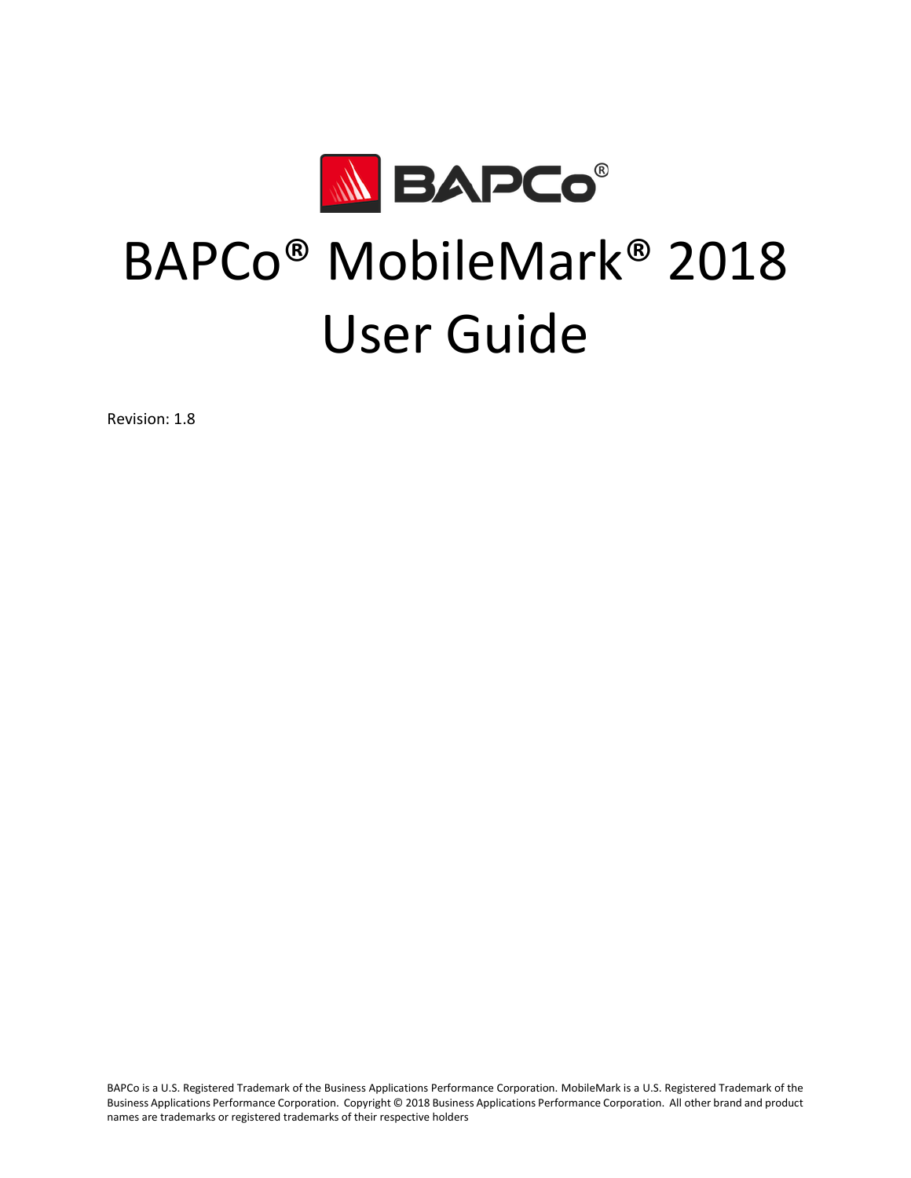# BAPCo® MobileMark® 2018 User Guide

Revision: 1.8

BAPCo is a U.S. Registered Trademark of the Business Applications Performance Corporation. MobileMark is a U.S. Registered Trademark of the Business Applications Performance Corporation. Copyright © 2018 Business Applications Performance Corporation. All other brand and product names are trademarks or registered trademarks of their respective holders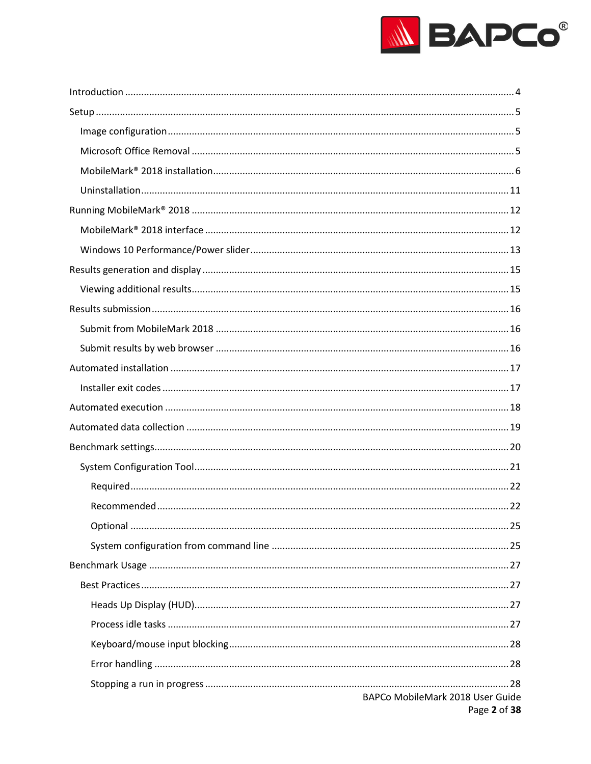- Introduction ........ 4
- Setup ........ 5
  - Image configuration ........ 5
  - Microsoft Office Removal ........ 5
  - MobileMark® 2018 installation ........ 6
  - Uninstallation ........ 11
- Running MobileMark® 2018 ........ 12
  - MobileMark® 2018 interface ........ 12
  - Windows 10 Performance/Power slider ........ 13
- Results generation and display ........ 15
  - Viewing additional results ........ 15
- Results submission ........ 16
  - Submit from MobileMark 2018 ........ 16
  - Submit results by web browser ........ 16
- Automated installation ........ 17
  - Installer exit codes ........ 17
- Automated execution ........ 18
- Automated data collection ........ 19
- Benchmark settings ........ 20
  - System Configuration Tool ........ 21
    - Required ........ 22
    - Recommended ........ 22
    - Optional ........ 25
    - System configuration from command line ........ 25
- Benchmark Usage ........ 27
  - Best Practices ........ 27
    - Heads Up Display (HUD) ........ 27
    - Process idle tasks ........ 27
    - Keyboard/mouse input blocking ........ 28
    - Error handling ........ 28
    - Stopping a run in progress ........ 28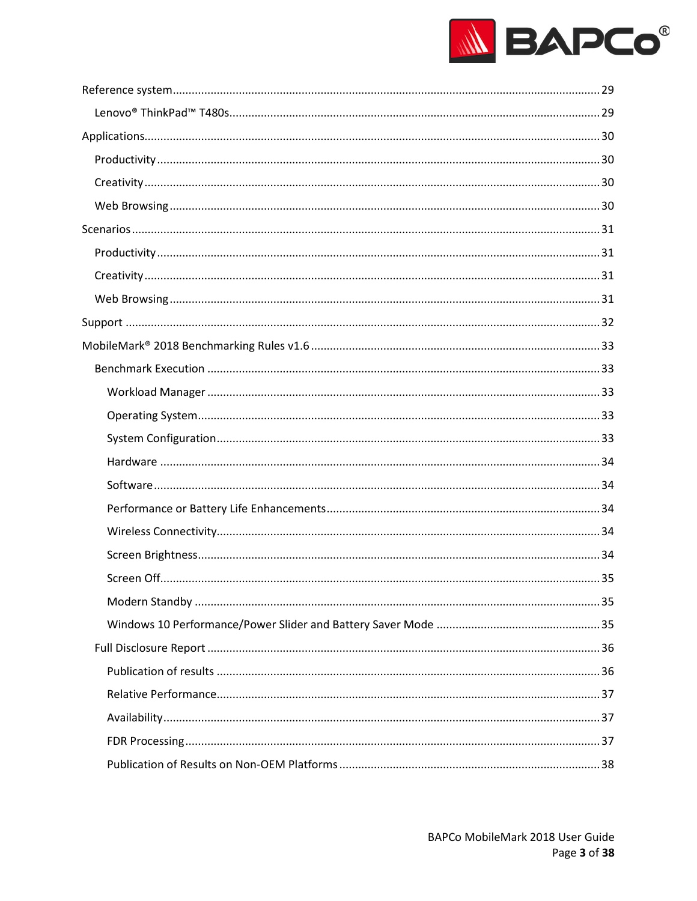- Reference system ... 29
  - Lenovo® ThinkPad™ T480s ... 29
- Applications ... 30
  - Productivity ... 30
  - Creativity ... 30
  - Web Browsing ... 30
- Scenarios ... 31
  - Productivity ... 31
  - Creativity ... 31
  - Web Browsing ... 31
- Support ... 32
- MobileMark® 2018 Benchmarking Rules v1.6 ... 33
  - Benchmark Execution ... 33
    - Workload Manager ... 33
    - Operating System ... 33
    - System Configuration ... 33
    - Hardware ... 34
    - Software ... 34
    - Performance or Battery Life Enhancements ... 34
    - Wireless Connectivity ... 34
    - Screen Brightness ... 34
    - Screen Off ... 35
    - Modern Standby ... 35
    - Windows 10 Performance/Power Slider and Battery Saver Mode ... 35
  - Full Disclosure Report ... 36
    - Publication of results ... 36
    - Relative Performance ... 37
    - Availability ... 37
    - FDR Processing ... 37
    - Publication of Results on Non-OEM Platforms ... 38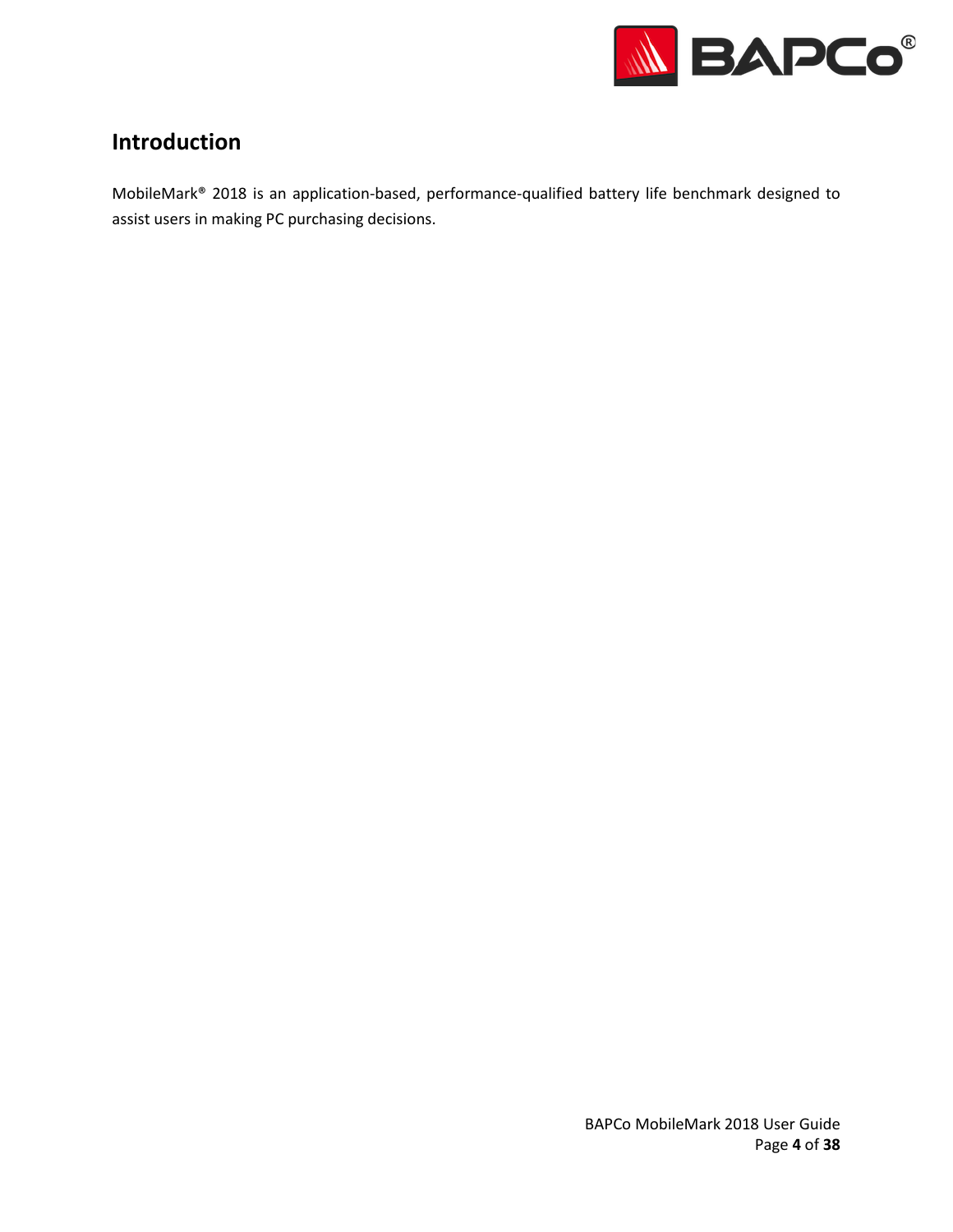# Introduction

MobileMark® 2018 is an application-based, performance-qualified battery life benchmark designed to assist users in making PC purchasing decisions.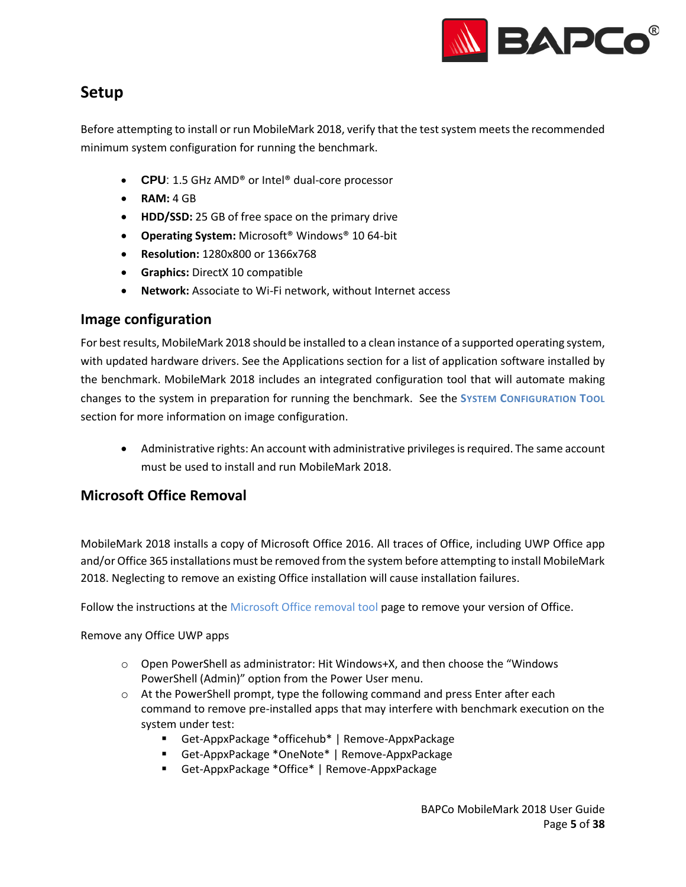## Setup

Before attempting to install or run MobileMark 2018, verify that the test system meets the recommended minimum system configuration for running the benchmark.

- **CPU**: 1.5 GHz AMD® or Intel® dual-core processor
- **RAM:** 4 GB
- **HDD/SSD:** 25 GB of free space on the primary drive
- **Operating System:** Microsoft® Windows® 10 64-bit
- **Resolution:** 1280x800 or 1366x768
- **Graphics:** DirectX 10 compatible
- **Network:** Associate to Wi-Fi network, without Internet access

### Image configuration

For best results, MobileMark 2018 should be installed to a clean instance of a supported operating system, with updated hardware drivers. See the Applications section for a list of application software installed by the benchmark. MobileMark 2018 includes an integrated configuration tool that will automate making changes to the system in preparation for running the benchmark. See the SYSTEM CONFIGURATION TOOL section for more information on image configuration.

- Administrative rights: An account with administrative privileges is required. The same account must be used to install and run MobileMark 2018.

### Microsoft Office Removal

MobileMark 2018 installs a copy of Microsoft Office 2016. All traces of Office, including UWP Office app and/or Office 365 installations must be removed from the system before attempting to install MobileMark 2018. Neglecting to remove an existing Office installation will cause installation failures.

Follow the instructions at the Microsoft Office removal tool page to remove your version of Office.

Remove any Office UWP apps

- Open PowerShell as administrator: Hit Windows+X, and then choose the "Windows PowerShell (Admin)" option from the Power User menu.
- At the PowerShell prompt, type the following command and press Enter after each command to remove pre-installed apps that may interfere with benchmark execution on the system under test:
  - Get-AppxPackage *officehub* | Remove-AppxPackage
  - Get-AppxPackage *OneNote* | Remove-AppxPackage
  - Get-AppxPackage *Office* | Remove-AppxPackage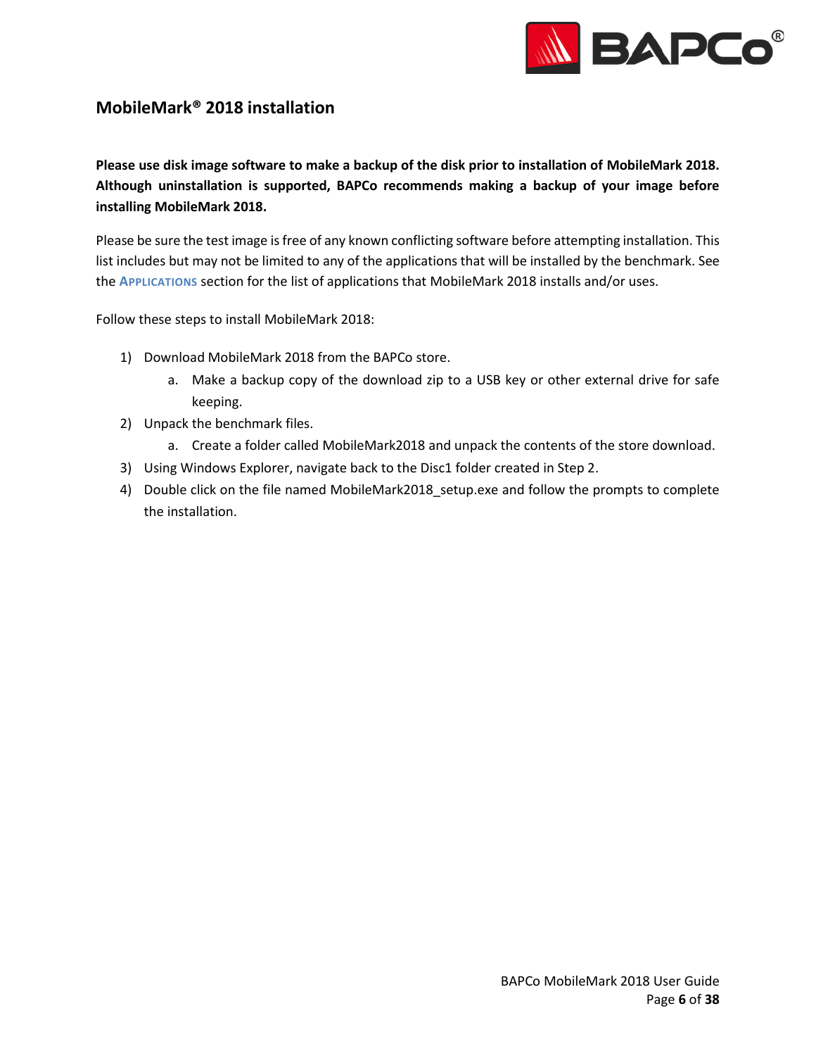## MobileMark® 2018 installation

**Please use disk image software to make a backup of the disk prior to installation of MobileMark 2018. Although uninstallation is supported, BAPCo recommends making a backup of your image before installing MobileMark 2018.**

Please be sure the test image is free of any known conflicting software before attempting installation. This list includes but may not be limited to any of the applications that will be installed by the benchmark. See the APPLICATIONS section for the list of applications that MobileMark 2018 installs and/or uses.

Follow these steps to install MobileMark 2018:

1) Download MobileMark 2018 from the BAPCo store.
   a. Make a backup copy of the download zip to a USB key or other external drive for safe keeping.
2) Unpack the benchmark files.
   a. Create a folder called MobileMark2018 and unpack the contents of the store download.
3) Using Windows Explorer, navigate back to the Disc1 folder created in Step 2.
4) Double click on the file named MobileMark2018_setup.exe and follow the prompts to complete the installation.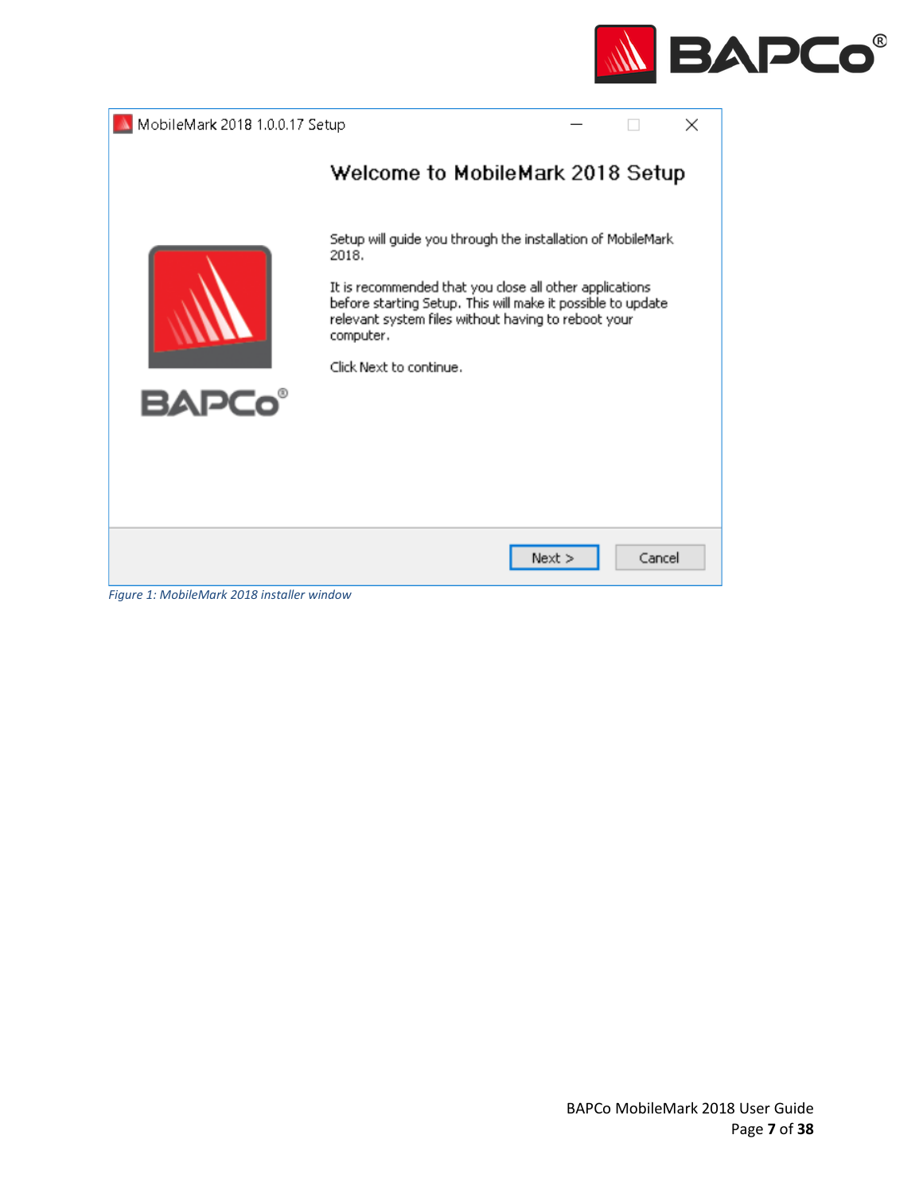Figure 1: MobileMark 2018 installer window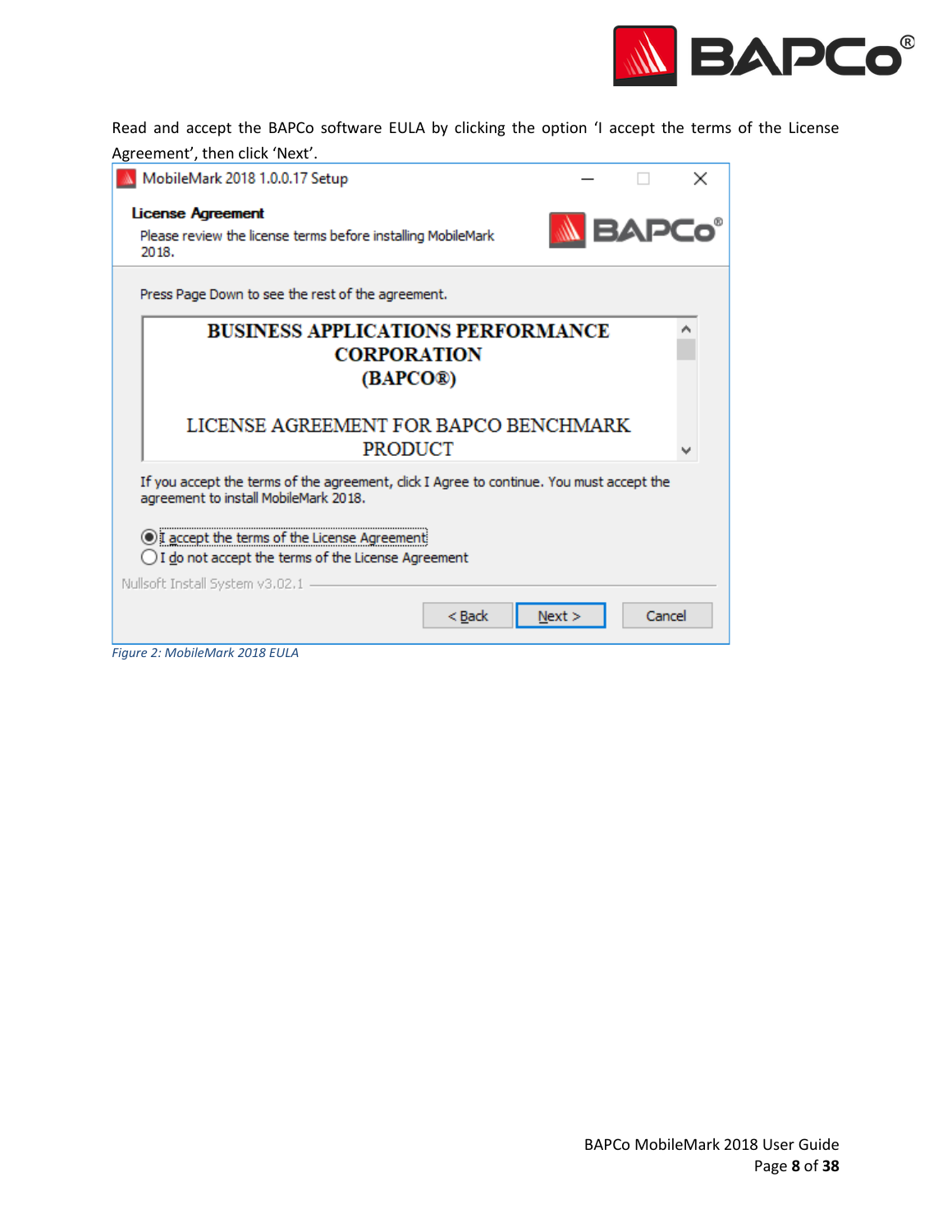Read and accept the BAPCo software EULA by clicking the option 'I accept the terms of the License Agreement', then click 'Next'.

*Figure 2: MobileMark 2018 EULA*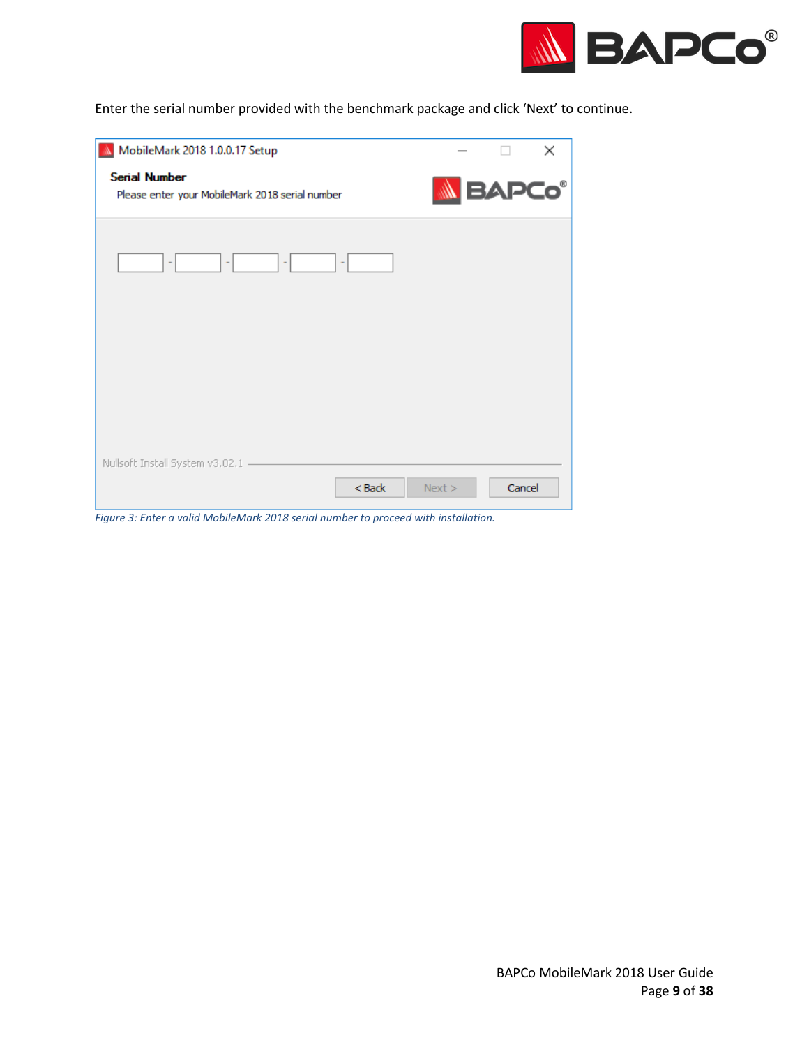Enter the serial number provided with the benchmark package and click 'Next' to continue.

*Figure 3: Enter a valid MobileMark 2018 serial number to proceed with installation.*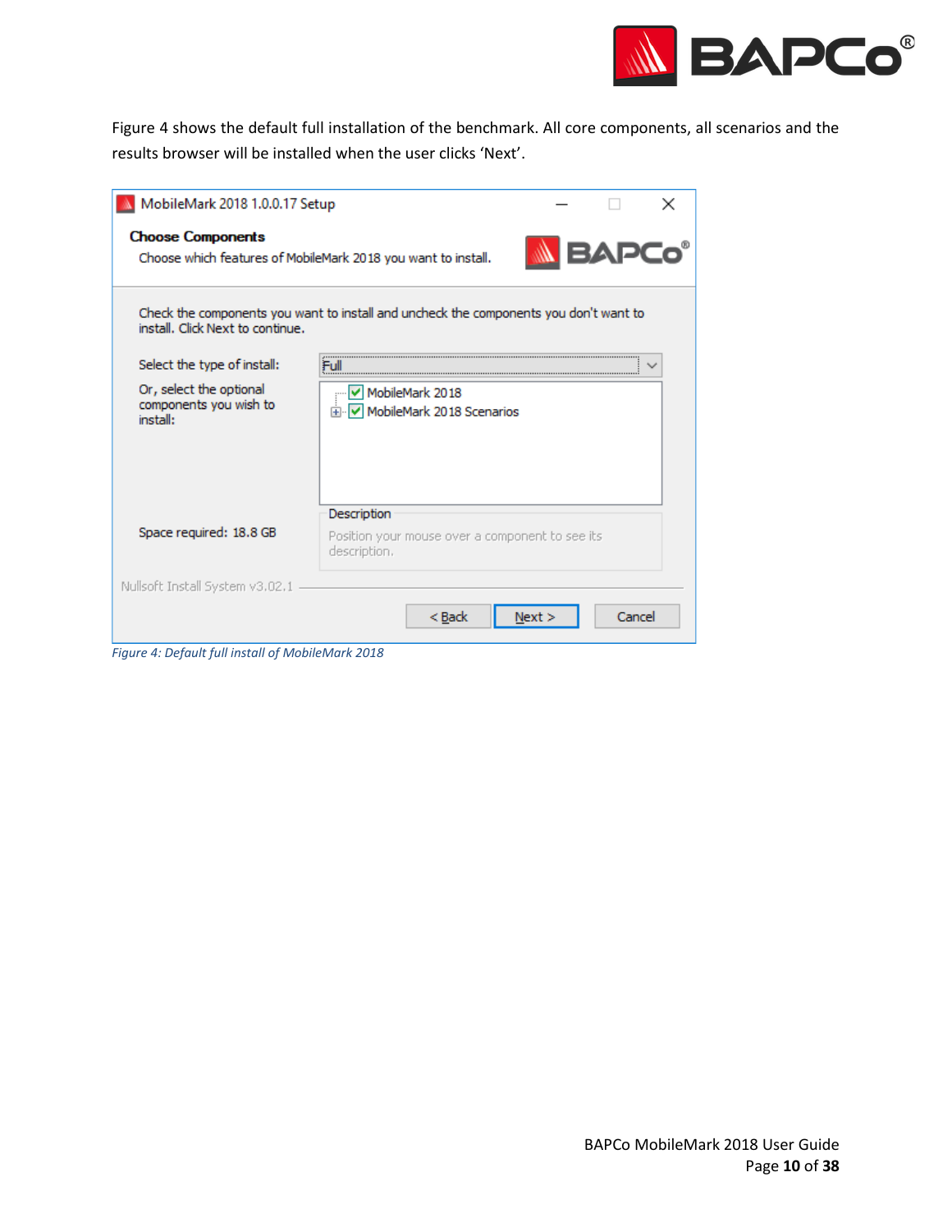Figure 4 shows the default full installation of the benchmark. All core components, all scenarios and the results browser will be installed when the user clicks 'Next'.

*Figure 4: Default full install of MobileMark 2018*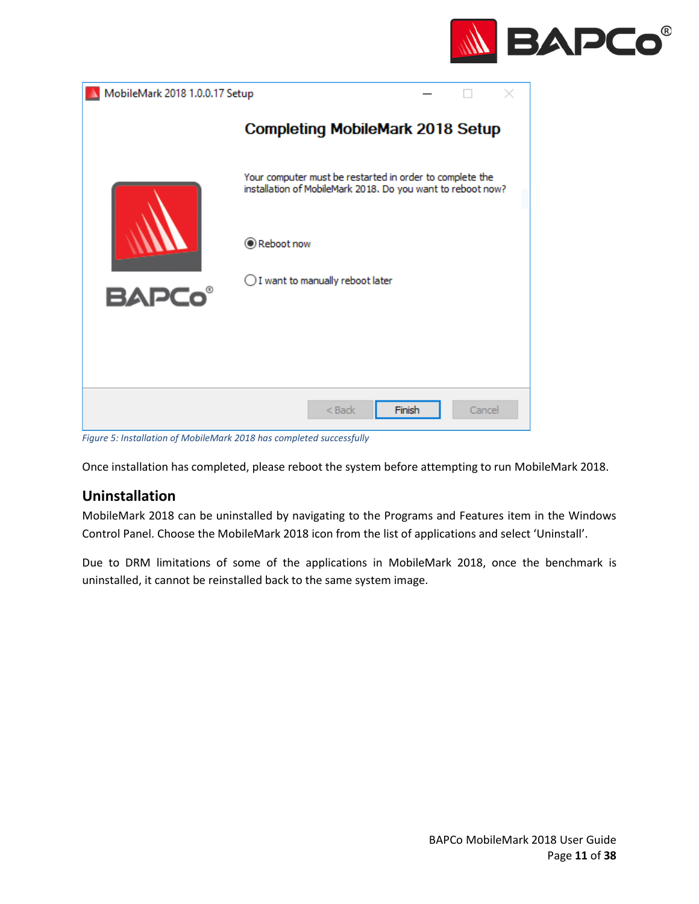*Figure 5: Installation of MobileMark 2018 has completed successfully*

Once installation has completed, please reboot the system before attempting to run MobileMark 2018.

## Uninstallation

MobileMark 2018 can be uninstalled by navigating to the Programs and Features item in the Windows Control Panel. Choose the MobileMark 2018 icon from the list of applications and select 'Uninstall'.

Due to DRM limitations of some of the applications in MobileMark 2018, once the benchmark is uninstalled, it cannot be reinstalled back to the same system image.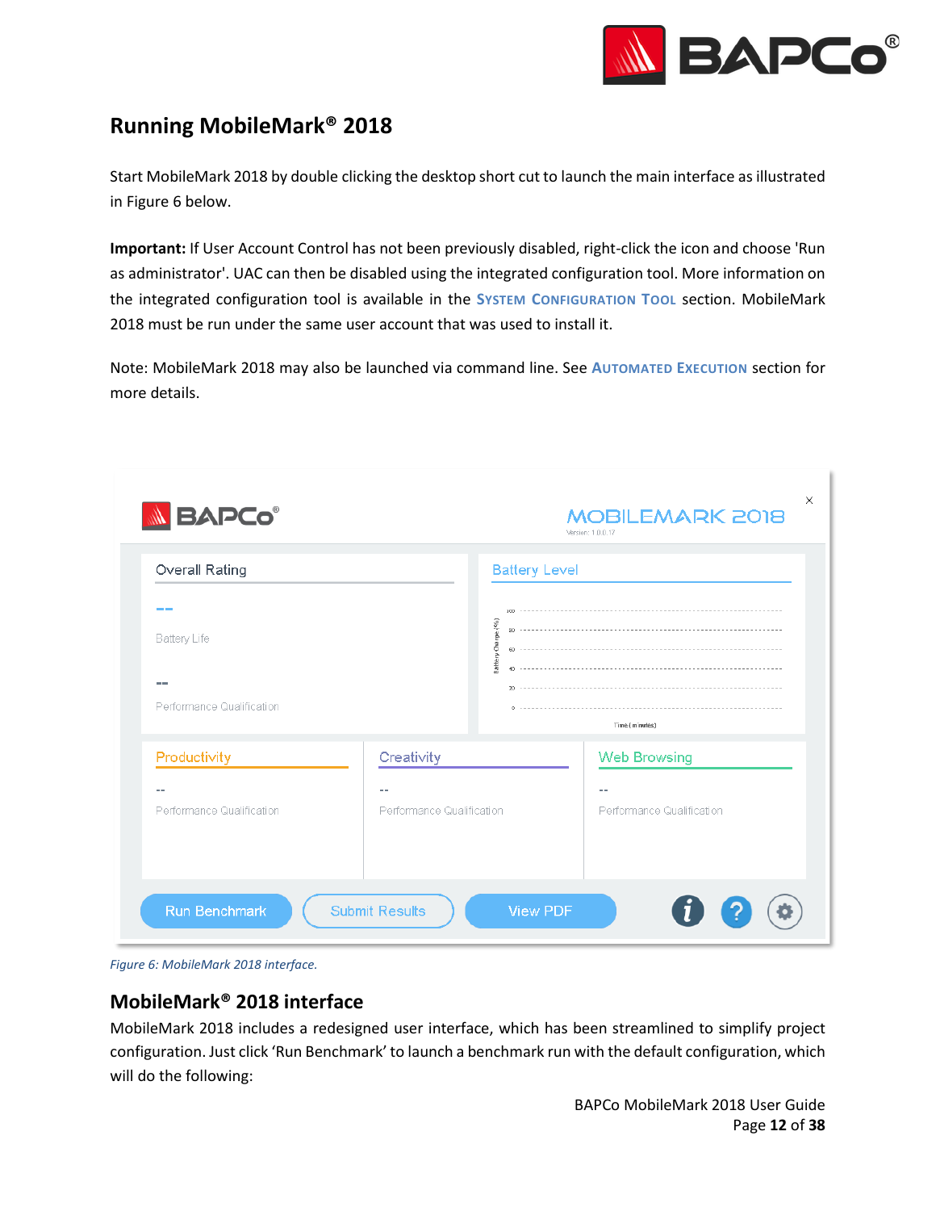## Running MobileMark® 2018

Start MobileMark 2018 by double clicking the desktop short cut to launch the main interface as illustrated in Figure 6 below.

**Important:** If User Account Control has not been previously disabled, right-click the icon and choose 'Run as administrator'. UAC can then be disabled using the integrated configuration tool. More information on the integrated configuration tool is available in the SYSTEM CONFIGURATION TOOL section. MobileMark 2018 must be run under the same user account that was used to install it.

Note: MobileMark 2018 may also be launched via command line. See AUTOMATED EXECUTION section for more details.

*Figure 6: MobileMark 2018 interface.*

## MobileMark® 2018 interface

MobileMark 2018 includes a redesigned user interface, which has been streamlined to simplify project configuration. Just click 'Run Benchmark' to launch a benchmark run with the default configuration, which will do the following: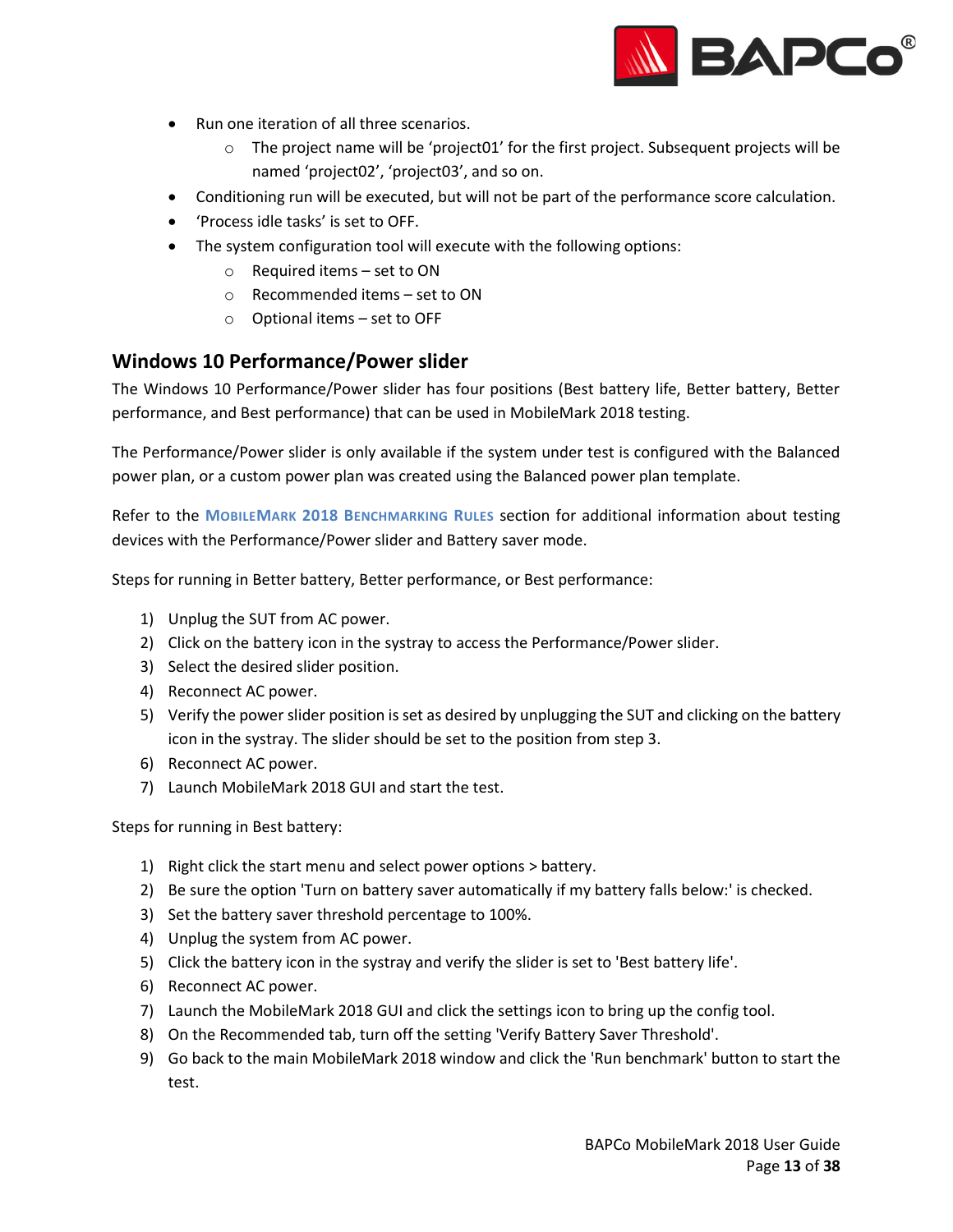- Run one iteration of all three scenarios.
    - The project name will be ‘project01’ for the first project. Subsequent projects will be named ‘project02’, ‘project03’, and so on.
- Conditioning run will be executed, but will not be part of the performance score calculation.
- ‘Process idle tasks’ is set to OFF.
- The system configuration tool will execute with the following options:
    - Required items – set to ON
    - Recommended items – set to ON
    - Optional items – set to OFF

## Windows 10 Performance/Power slider

The Windows 10 Performance/Power slider has four positions (Best battery life, Better battery, Better performance, and Best performance) that can be used in MobileMark 2018 testing.

The Performance/Power slider is only available if the system under test is configured with the Balanced power plan, or a custom power plan was created using the Balanced power plan template.

Refer to the MOBILEMARK 2018 BENCHMARKING RULES section for additional information about testing devices with the Performance/Power slider and Battery saver mode.

Steps for running in Better battery, Better performance, or Best performance:

1) Unplug the SUT from AC power.
2) Click on the battery icon in the systray to access the Performance/Power slider.
3) Select the desired slider position.
4) Reconnect AC power.
5) Verify the power slider position is set as desired by unplugging the SUT and clicking on the battery icon in the systray. The slider should be set to the position from step 3.
6) Reconnect AC power.
7) Launch MobileMark 2018 GUI and start the test.

Steps for running in Best battery:

1) Right click the start menu and select power options > battery.
2) Be sure the option 'Turn on battery saver automatically if my battery falls below:' is checked.
3) Set the battery saver threshold percentage to 100%.
4) Unplug the system from AC power.
5) Click the battery icon in the systray and verify the slider is set to 'Best battery life'.
6) Reconnect AC power.
7) Launch the MobileMark 2018 GUI and click the settings icon to bring up the config tool.
8) On the Recommended tab, turn off the setting 'Verify Battery Saver Threshold'.
9) Go back to the main MobileMark 2018 window and click the 'Run benchmark' button to start the test.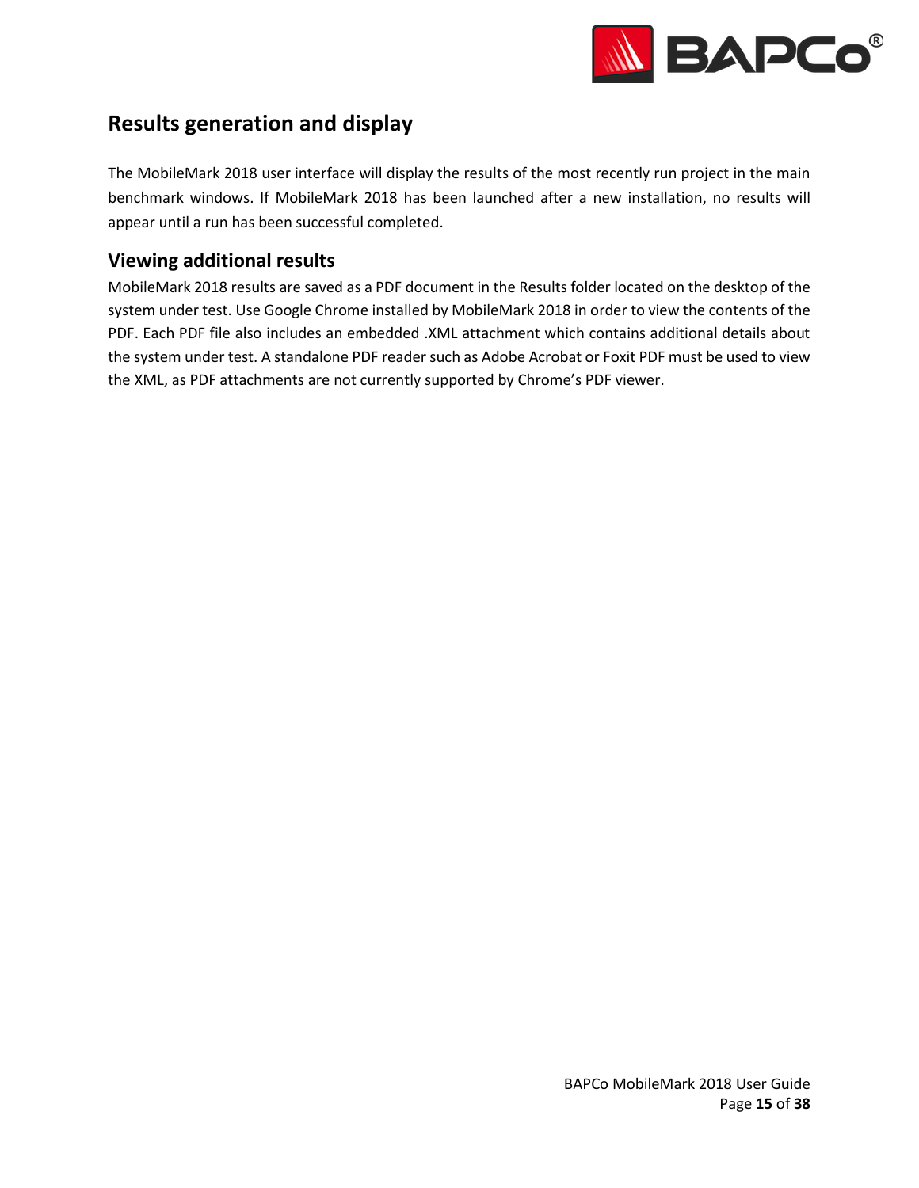# Results generation and display

The MobileMark 2018 user interface will display the results of the most recently run project in the main benchmark windows. If MobileMark 2018 has been launched after a new installation, no results will appear until a run has been successful completed.

## Viewing additional results

MobileMark 2018 results are saved as a PDF document in the Results folder located on the desktop of the system under test. Use Google Chrome installed by MobileMark 2018 in order to view the contents of the PDF. Each PDF file also includes an embedded .XML attachment which contains additional details about the system under test. A standalone PDF reader such as Adobe Acrobat or Foxit PDF must be used to view the XML, as PDF attachments are not currently supported by Chrome's PDF viewer.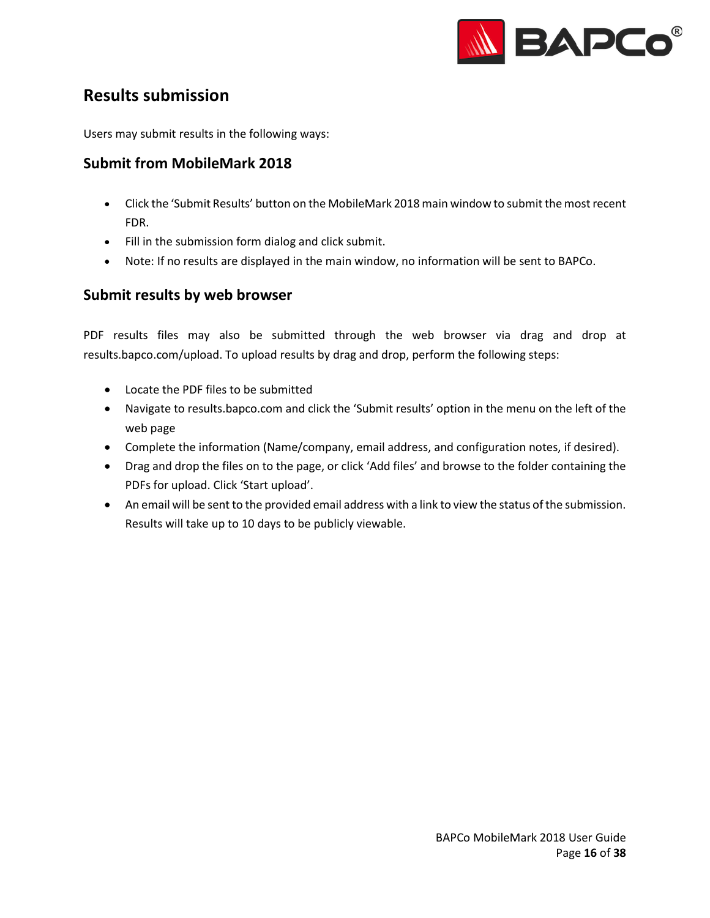## Results submission

Users may submit results in the following ways:

### Submit from MobileMark 2018

- Click the ‘Submit Results’ button on the MobileMark 2018 main window to submit the most recent FDR.
- Fill in the submission form dialog and click submit.
- Note: If no results are displayed in the main window, no information will be sent to BAPCo.

### Submit results by web browser

PDF results files may also be submitted through the web browser via drag and drop at results.bapco.com/upload. To upload results by drag and drop, perform the following steps:

- Locate the PDF files to be submitted
- Navigate to results.bapco.com and click the ‘Submit results’ option in the menu on the left of the web page
- Complete the information (Name/company, email address, and configuration notes, if desired).
- Drag and drop the files on to the page, or click ‘Add files’ and browse to the folder containing the PDFs for upload. Click ‘Start upload’.
- An email will be sent to the provided email address with a link to view the status of the submission. Results will take up to 10 days to be publicly viewable.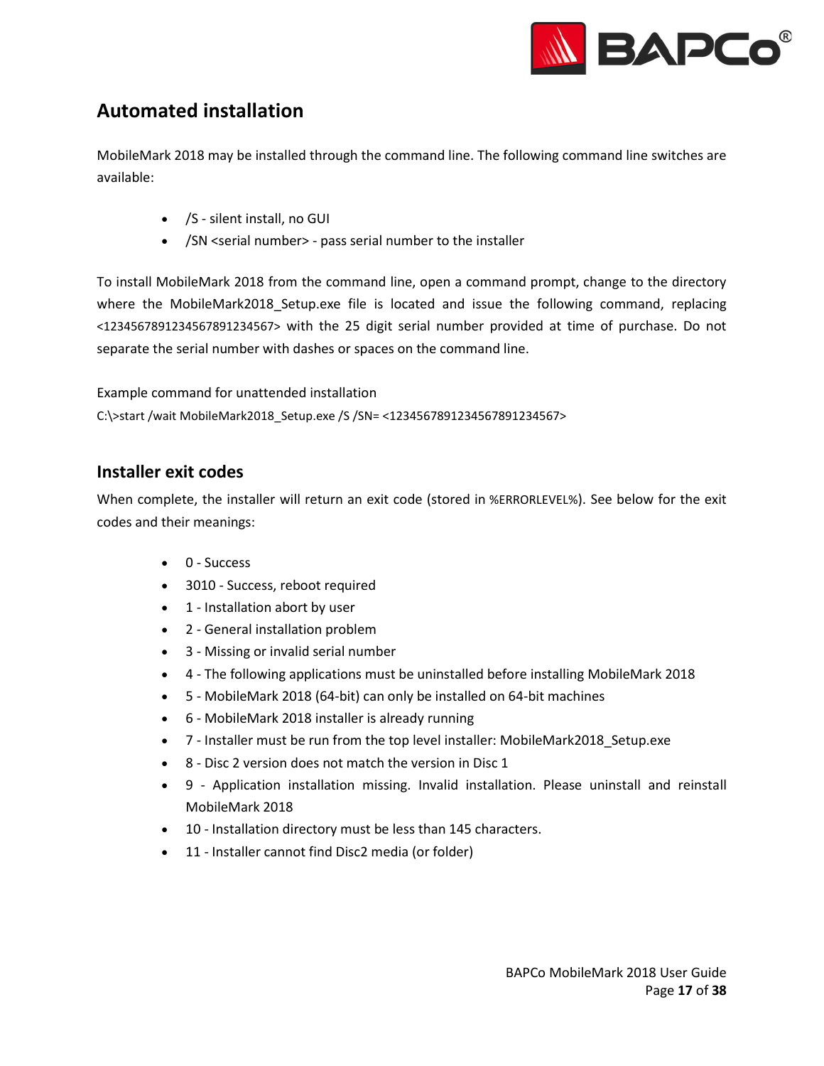## Automated installation

MobileMark 2018 may be installed through the command line. The following command line switches are available:

- /S - silent install, no GUI
- /SN <serial number> - pass serial number to the installer

To install MobileMark 2018 from the command line, open a command prompt, change to the directory where the MobileMark2018_Setup.exe file is located and issue the following command, replacing <1234567891234567891234567> with the 25 digit serial number provided at time of purchase. Do not separate the serial number with dashes or spaces on the command line.

Example command for unattended installation

```
C:\>start /wait MobileMark2018_Setup.exe /S /SN= <1234567891234567891234567>
```

## Installer exit codes

When complete, the installer will return an exit code (stored in %ERRORLEVEL%). See below for the exit codes and their meanings:

- 0 - Success
- 3010 - Success, reboot required
- 1 - Installation abort by user
- 2 - General installation problem
- 3 - Missing or invalid serial number
- 4 - The following applications must be uninstalled before installing MobileMark 2018
- 5 - MobileMark 2018 (64-bit) can only be installed on 64-bit machines
- 6 - MobileMark 2018 installer is already running
- 7 - Installer must be run from the top level installer: MobileMark2018_Setup.exe
- 8 - Disc 2 version does not match the version in Disc 1
- 9 - Application installation missing. Invalid installation. Please uninstall and reinstall MobileMark 2018
- 10 - Installation directory must be less than 145 characters.
- 11 - Installer cannot find Disc2 media (or folder)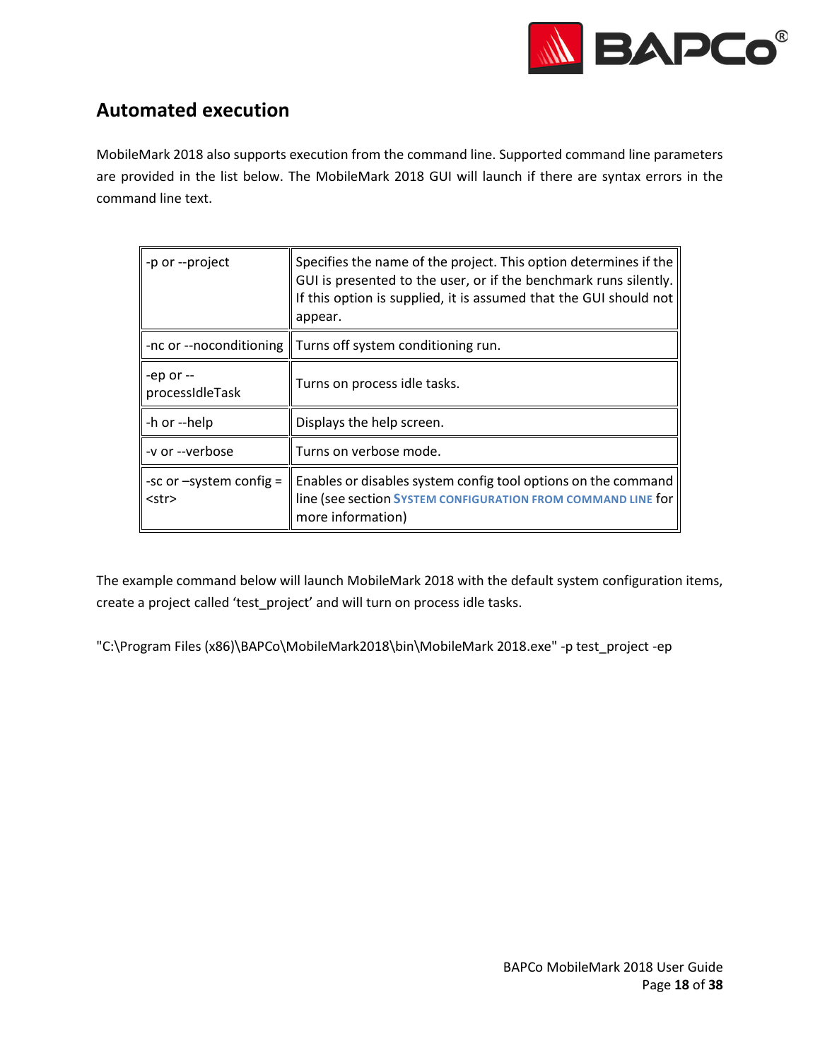## Automated execution

MobileMark 2018 also supports execution from the command line. Supported command line parameters are provided in the list below. The MobileMark 2018 GUI will launch if there are syntax errors in the command line text.

| | |
|---|---|
| -p or --project | Specifies the name of the project. This option determines if the GUI is presented to the user, or if the benchmark runs silently. If this option is supplied, it is assumed that the GUI should not appear. |
| -nc or --noconditioning | Turns off system conditioning run. |
| -ep or --processIdleTask | Turns on process idle tasks. |
| -h or --help | Displays the help screen. |
| -v or --verbose | Turns on verbose mode. |
| -sc or –system config = <str> | Enables or disables system config tool options on the command line (see section **SYSTEM CONFIGURATION FROM COMMAND LINE** for more information) |

The example command below will launch MobileMark 2018 with the default system configuration items, create a project called ‘test_project’ and will turn on process idle tasks.

```
"C:\Program Files (x86)\BAPCo\MobileMark2018\bin\MobileMark 2018.exe" -p test_project -ep
```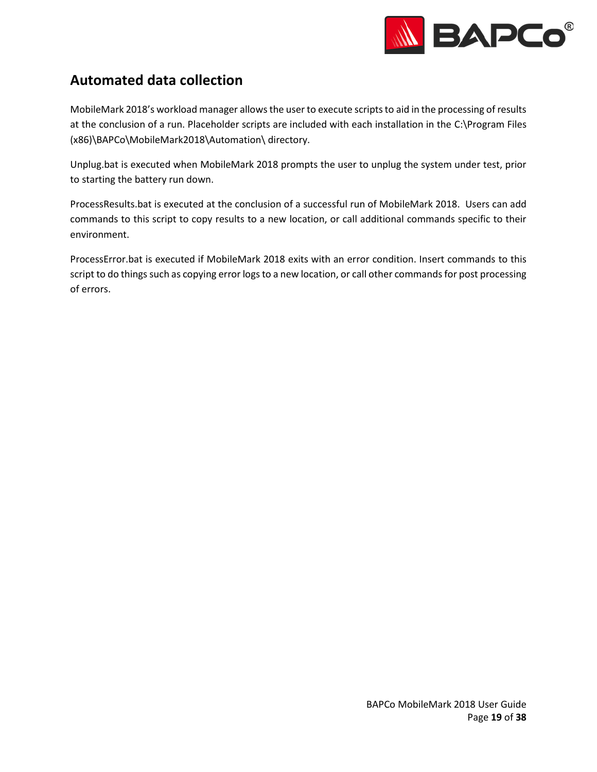## Automated data collection

MobileMark 2018's workload manager allows the user to execute scripts to aid in the processing of results at the conclusion of a run. Placeholder scripts are included with each installation in the C:\Program Files (x86)\BAPCo\MobileMark2018\Automation\ directory.

Unplug.bat is executed when MobileMark 2018 prompts the user to unplug the system under test, prior to starting the battery run down.

ProcessResults.bat is executed at the conclusion of a successful run of MobileMark 2018. Users can add commands to this script to copy results to a new location, or call additional commands specific to their environment.

ProcessError.bat is executed if MobileMark 2018 exits with an error condition. Insert commands to this script to do things such as copying error logs to a new location, or call other commands for post processing of errors.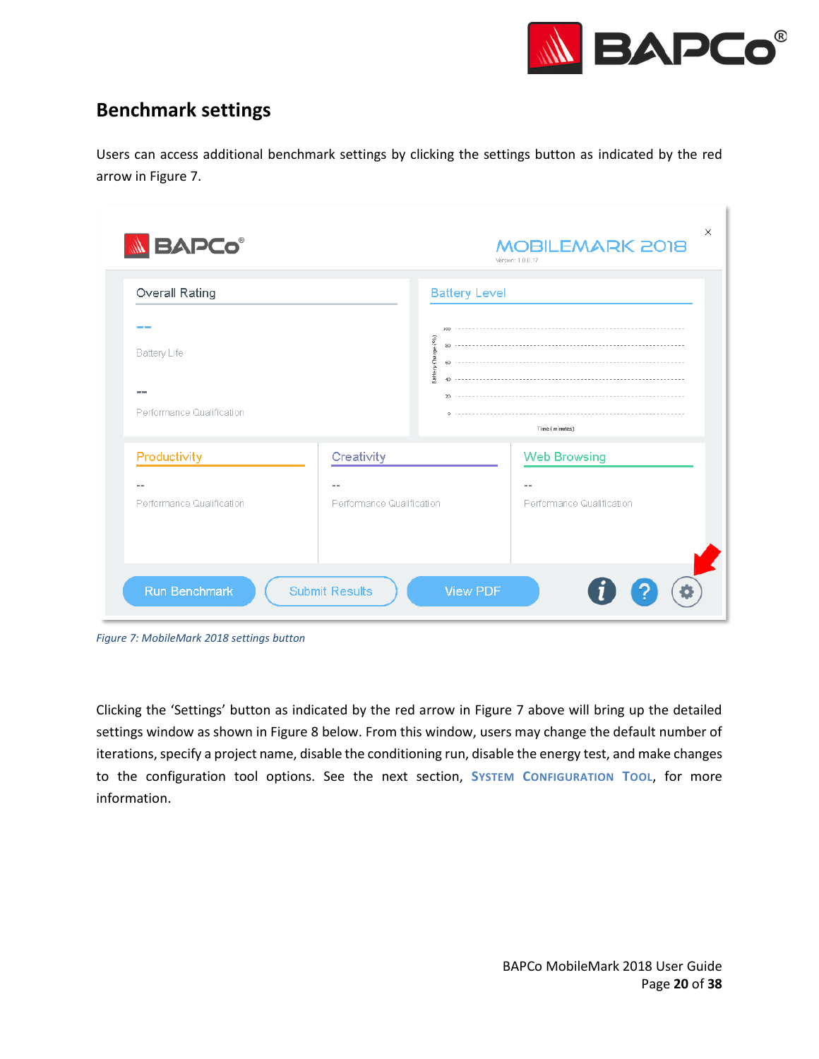## Benchmark settings

Users can access additional benchmark settings by clicking the settings button as indicated by the red arrow in Figure 7.

*Figure 7: MobileMark 2018 settings button*

Clicking the 'Settings' button as indicated by the red arrow in Figure 7 above will bring up the detailed settings window as shown in Figure 8 below. From this window, users may change the default number of iterations, specify a project name, disable the conditioning run, disable the energy test, and make changes to the configuration tool options. See the next section, SYSTEM CONFIGURATION TOOL, for more information.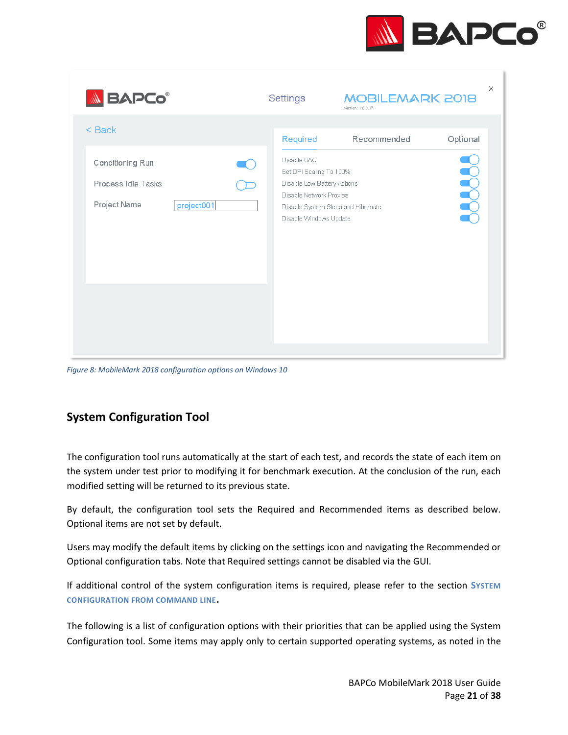*Figure 8: MobileMark 2018 configuration options on Windows 10*

## System Configuration Tool

The configuration tool runs automatically at the start of each test, and records the state of each item on the system under test prior to modifying it for benchmark execution. At the conclusion of the run, each modified setting will be returned to its previous state.

By default, the configuration tool sets the Required and Recommended items as described below. Optional items are not set by default.

Users may modify the default items by clicking on the settings icon and navigating the Recommended or Optional configuration tabs. Note that Required settings cannot be disabled via the GUI.

If additional control of the system configuration items is required, please refer to the section **SYSTEM CONFIGURATION FROM COMMAND LINE**.

The following is a list of configuration options with their priorities that can be applied using the System Configuration tool. Some items may apply only to certain supported operating systems, as noted in the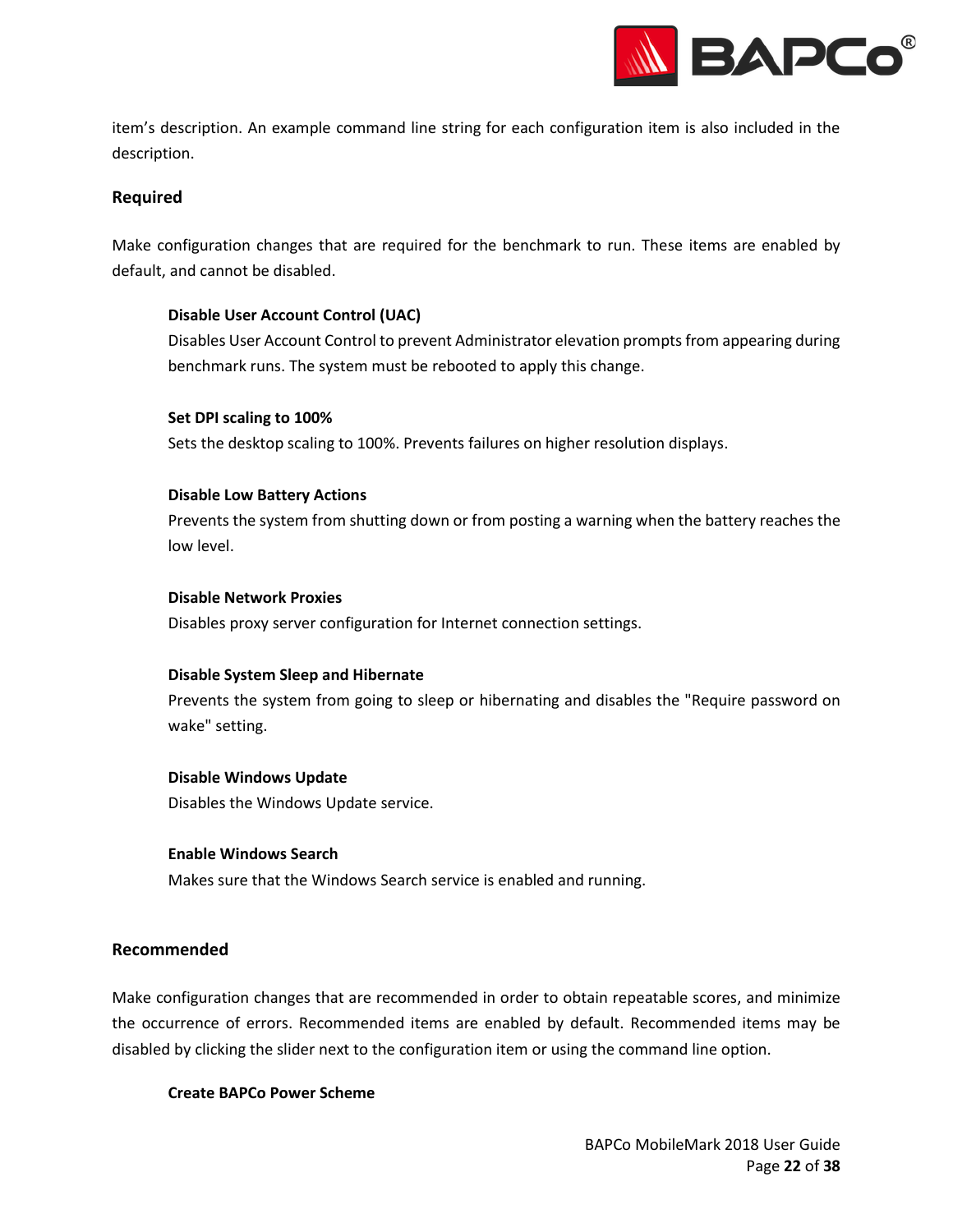item's description. An example command line string for each configuration item is also included in the description.

### Required

Make configuration changes that are required for the benchmark to run. These items are enabled by default, and cannot be disabled.

**Disable User Account Control (UAC)**
Disables User Account Control to prevent Administrator elevation prompts from appearing during benchmark runs. The system must be rebooted to apply this change.

**Set DPI scaling to 100%**
Sets the desktop scaling to 100%. Prevents failures on higher resolution displays.

**Disable Low Battery Actions**
Prevents the system from shutting down or from posting a warning when the battery reaches the low level.

**Disable Network Proxies**
Disables proxy server configuration for Internet connection settings.

**Disable System Sleep and Hibernate**
Prevents the system from going to sleep or hibernating and disables the "Require password on wake" setting.

**Disable Windows Update**
Disables the Windows Update service.

**Enable Windows Search**
Makes sure that the Windows Search service is enabled and running.

### Recommended

Make configuration changes that are recommended in order to obtain repeatable scores, and minimize the occurrence of errors. Recommended items are enabled by default. Recommended items may be disabled by clicking the slider next to the configuration item or using the command line option.

**Create BAPCo Power Scheme**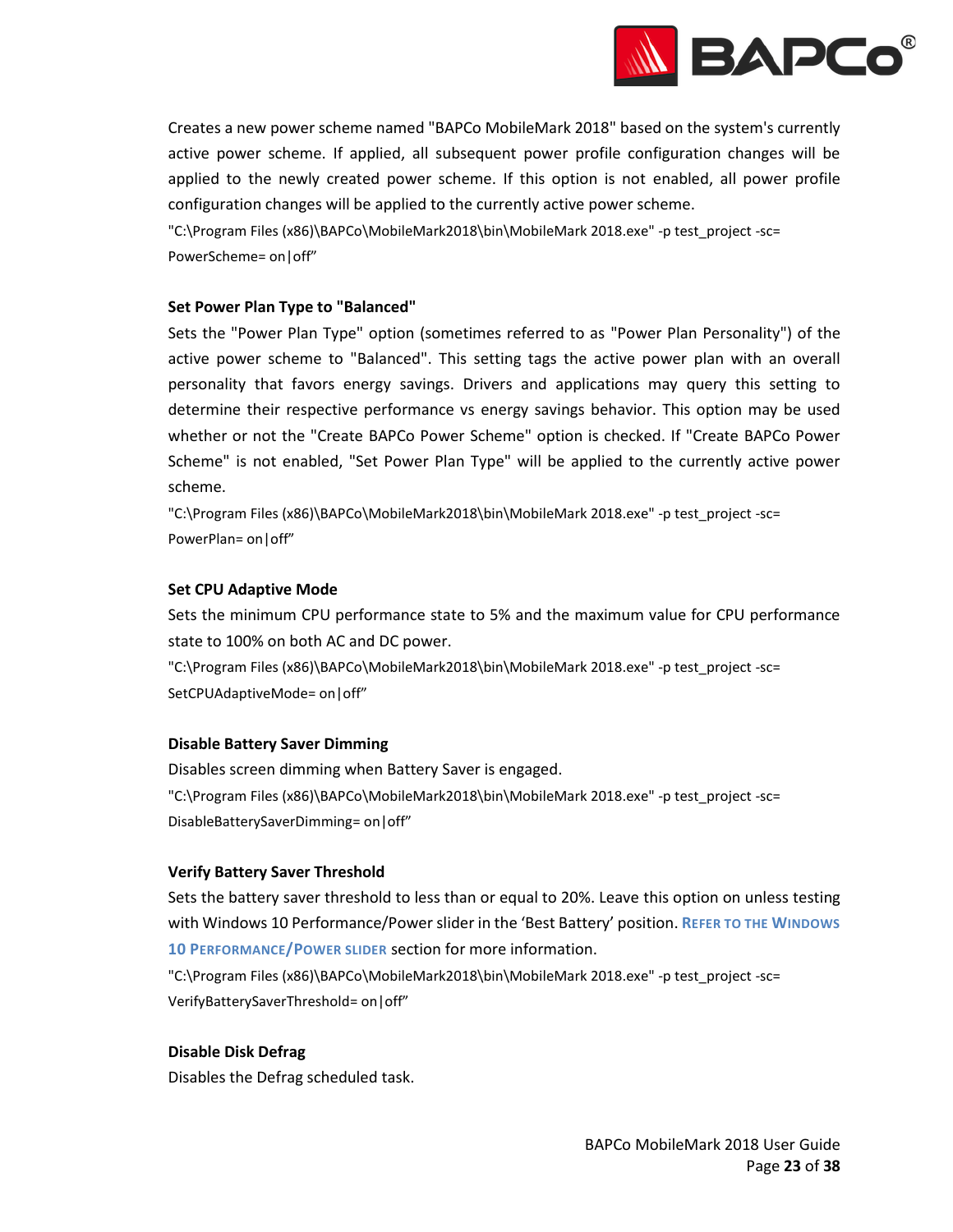Creates a new power scheme named "BAPCo MobileMark 2018" based on the system's currently active power scheme. If applied, all subsequent power profile configuration changes will be applied to the newly created power scheme. If this option is not enabled, all power profile configuration changes will be applied to the currently active power scheme.

"C:\Program Files (x86)\BAPCo\MobileMark2018\bin\MobileMark 2018.exe" -p test_project -sc= PowerScheme= on|off"

**Set Power Plan Type to "Balanced"**

Sets the "Power Plan Type" option (sometimes referred to as "Power Plan Personality") of the active power scheme to "Balanced". This setting tags the active power plan with an overall personality that favors energy savings. Drivers and applications may query this setting to determine their respective performance vs energy savings behavior. This option may be used whether or not the "Create BAPCo Power Scheme" option is checked. If "Create BAPCo Power Scheme" is not enabled, "Set Power Plan Type" will be applied to the currently active power scheme.

"C:\Program Files (x86)\BAPCo\MobileMark2018\bin\MobileMark 2018.exe" -p test_project -sc= PowerPlan= on|off"

**Set CPU Adaptive Mode**

Sets the minimum CPU performance state to 5% and the maximum value for CPU performance state to 100% on both AC and DC power.

"C:\Program Files (x86)\BAPCo\MobileMark2018\bin\MobileMark 2018.exe" -p test_project -sc= SetCPUAdaptiveMode= on|off"

**Disable Battery Saver Dimming**

Disables screen dimming when Battery Saver is engaged.

"C:\Program Files (x86)\BAPCo\MobileMark2018\bin\MobileMark 2018.exe" -p test_project -sc= DisableBatterySaverDimming= on|off"

**Verify Battery Saver Threshold**

Sets the battery saver threshold to less than or equal to 20%. Leave this option on unless testing with Windows 10 Performance/Power slider in the 'Best Battery' position. Refer to the Windows 10 Performance/Power slider section for more information.

"C:\Program Files (x86)\BAPCo\MobileMark2018\bin\MobileMark 2018.exe" -p test_project -sc= VerifyBatterySaverThreshold= on|off"

**Disable Disk Defrag**

Disables the Defrag scheduled task.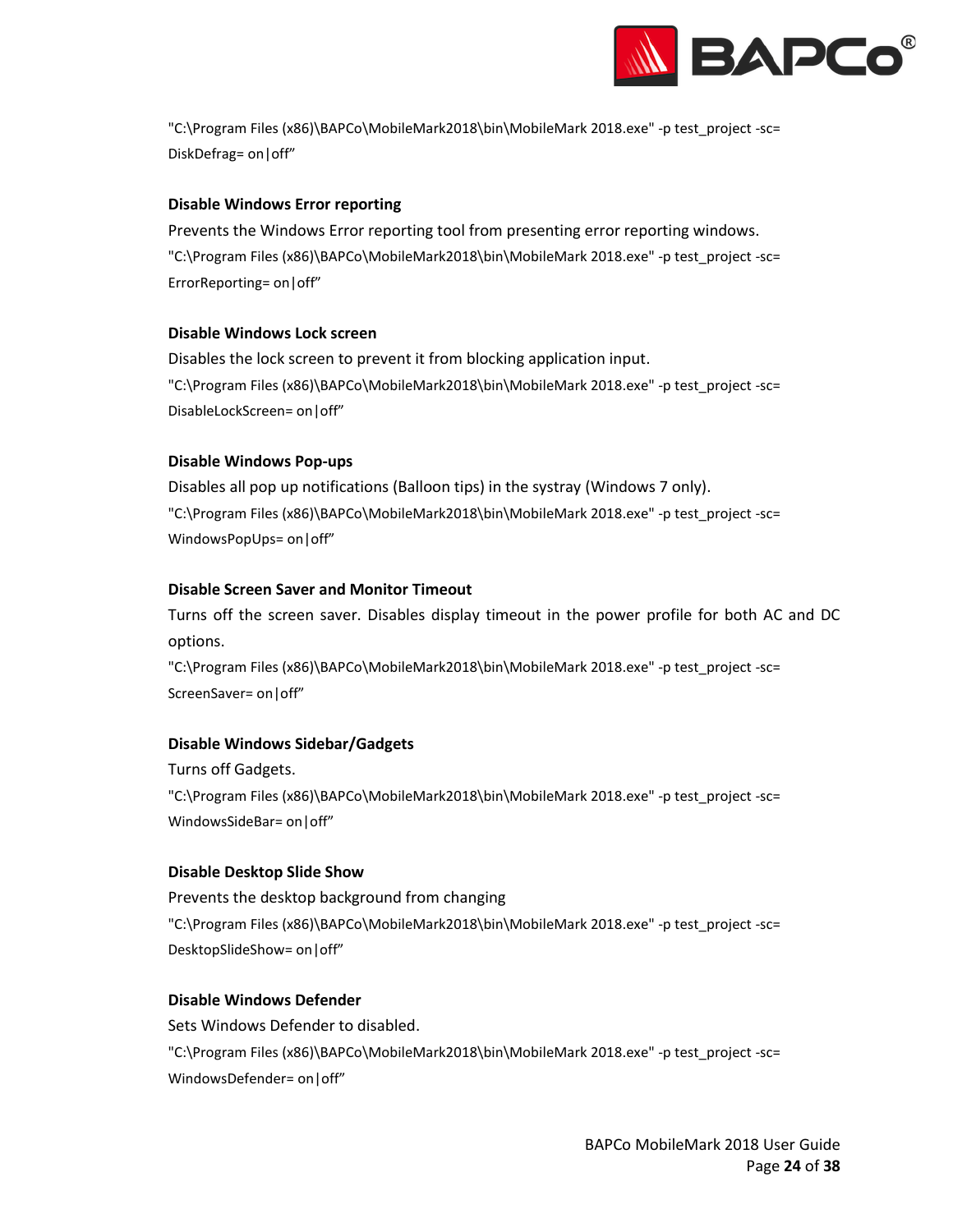"C:\Program Files (x86)\BAPCo\MobileMark2018\bin\MobileMark 2018.exe" -p test_project -sc= DiskDefrag= on|off"

**Disable Windows Error reporting**

Prevents the Windows Error reporting tool from presenting error reporting windows.

"C:\Program Files (x86)\BAPCo\MobileMark2018\bin\MobileMark 2018.exe" -p test_project -sc= ErrorReporting= on|off"

**Disable Windows Lock screen**

Disables the lock screen to prevent it from blocking application input.

"C:\Program Files (x86)\BAPCo\MobileMark2018\bin\MobileMark 2018.exe" -p test_project -sc= DisableLockScreen= on|off"

**Disable Windows Pop-ups**

Disables all pop up notifications (Balloon tips) in the systray (Windows 7 only).

"C:\Program Files (x86)\BAPCo\MobileMark2018\bin\MobileMark 2018.exe" -p test_project -sc= WindowsPopUps= on|off"

**Disable Screen Saver and Monitor Timeout**

Turns off the screen saver. Disables display timeout in the power profile for both AC and DC options.

"C:\Program Files (x86)\BAPCo\MobileMark2018\bin\MobileMark 2018.exe" -p test_project -sc= ScreenSaver= on|off"

**Disable Windows Sidebar/Gadgets**

Turns off Gadgets.

"C:\Program Files (x86)\BAPCo\MobileMark2018\bin\MobileMark 2018.exe" -p test_project -sc= WindowsSideBar= on|off"

**Disable Desktop Slide Show**

Prevents the desktop background from changing

"C:\Program Files (x86)\BAPCo\MobileMark2018\bin\MobileMark 2018.exe" -p test_project -sc= DesktopSlideShow= on|off"

**Disable Windows Defender**

Sets Windows Defender to disabled.

"C:\Program Files (x86)\BAPCo\MobileMark2018\bin\MobileMark 2018.exe" -p test_project -sc= WindowsDefender= on|off"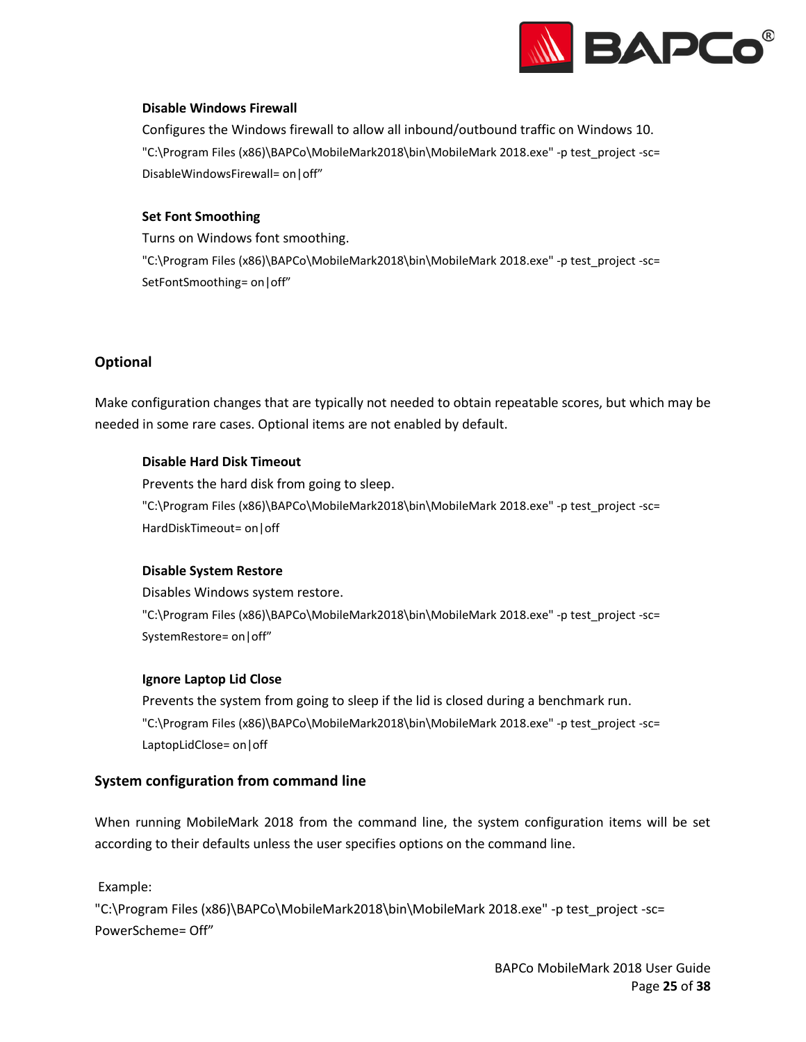**Disable Windows Firewall**

Configures the Windows firewall to allow all inbound/outbound traffic on Windows 10.

"C:\Program Files (x86)\BAPCo\MobileMark2018\bin\MobileMark 2018.exe" -p test_project -sc= DisableWindowsFirewall= on|off”

**Set Font Smoothing**

Turns on Windows font smoothing.

"C:\Program Files (x86)\BAPCo\MobileMark2018\bin\MobileMark 2018.exe" -p test_project -sc= SetFontSmoothing= on|off”

### Optional

Make configuration changes that are typically not needed to obtain repeatable scores, but which may be needed in some rare cases. Optional items are not enabled by default.

**Disable Hard Disk Timeout**

Prevents the hard disk from going to sleep.

"C:\Program Files (x86)\BAPCo\MobileMark2018\bin\MobileMark 2018.exe" -p test_project -sc= HardDiskTimeout= on|off

**Disable System Restore**

Disables Windows system restore.

"C:\Program Files (x86)\BAPCo\MobileMark2018\bin\MobileMark 2018.exe" -p test_project -sc= SystemRestore= on|off”

**Ignore Laptop Lid Close**

Prevents the system from going to sleep if the lid is closed during a benchmark run.

"C:\Program Files (x86)\BAPCo\MobileMark2018\bin\MobileMark 2018.exe" -p test_project -sc= LaptopLidClose= on|off

### System configuration from command line

When running MobileMark 2018 from the command line, the system configuration items will be set according to their defaults unless the user specifies options on the command line.

Example:

"C:\Program Files (x86)\BAPCo\MobileMark2018\bin\MobileMark 2018.exe" -p test_project -sc= PowerScheme= Off”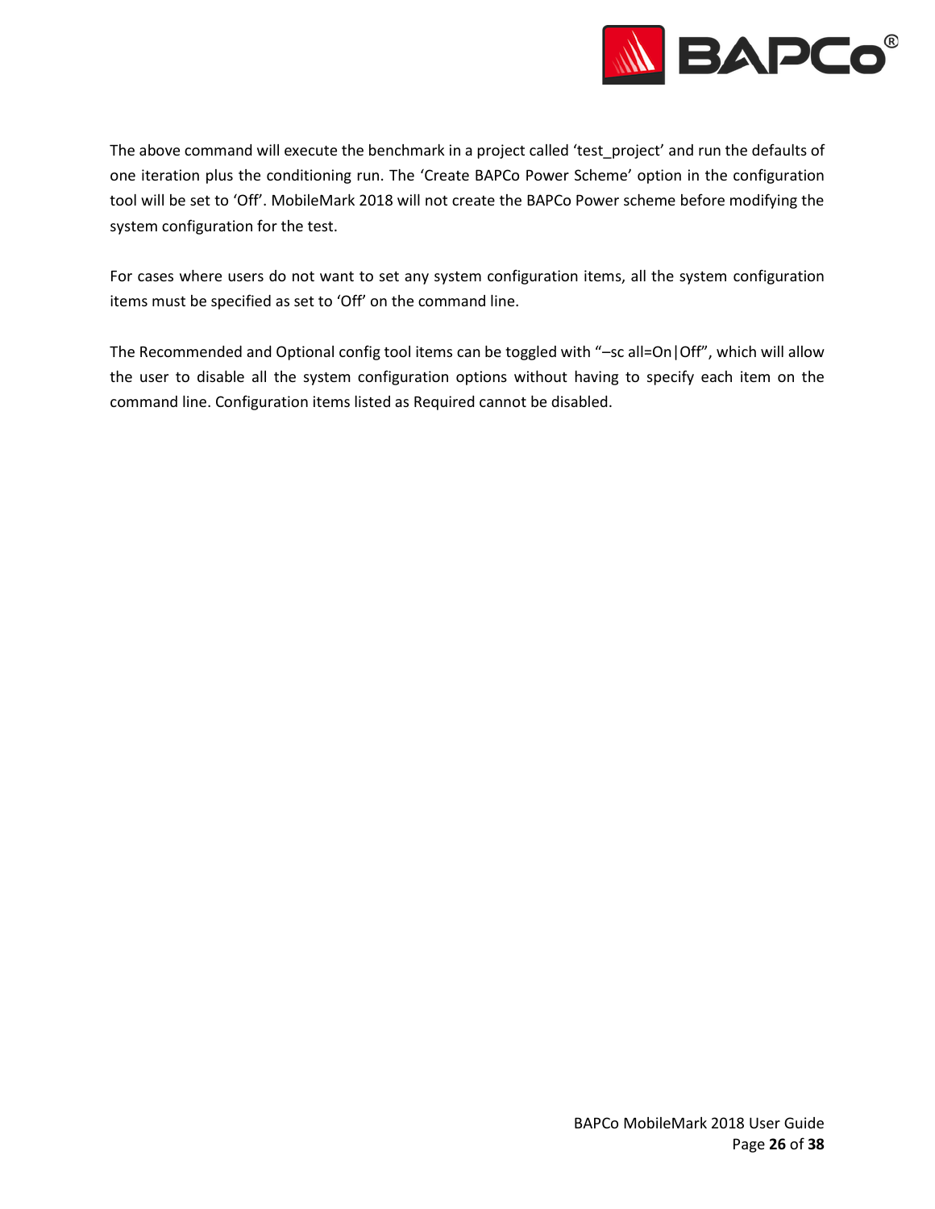The above command will execute the benchmark in a project called ‘test_project’ and run the defaults of one iteration plus the conditioning run. The ‘Create BAPCo Power Scheme’ option in the configuration tool will be set to ‘Off’. MobileMark 2018 will not create the BAPCo Power scheme before modifying the system configuration for the test.

For cases where users do not want to set any system configuration items, all the system configuration items must be specified as set to ‘Off’ on the command line.

The Recommended and Optional config tool items can be toggled with “–sc all=On|Off”, which will allow the user to disable all the system configuration options without having to specify each item on the command line. Configuration items listed as Required cannot be disabled.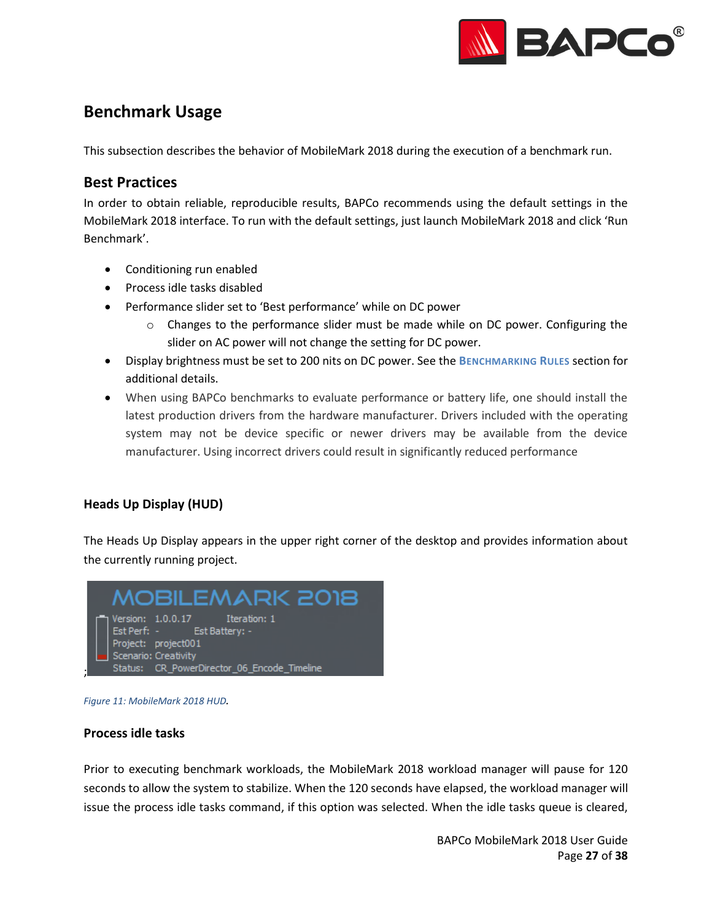## Benchmark Usage

This subsection describes the behavior of MobileMark 2018 during the execution of a benchmark run.

### Best Practices

In order to obtain reliable, reproducible results, BAPCo recommends using the default settings in the MobileMark 2018 interface. To run with the default settings, just launch MobileMark 2018 and click 'Run Benchmark'.

- Conditioning run enabled
- Process idle tasks disabled
- Performance slider set to 'Best performance' while on DC power
  - Changes to the performance slider must be made while on DC power. Configuring the slider on AC power will not change the setting for DC power.
- Display brightness must be set to 200 nits on DC power. See the BENCHMARKING RULES section for additional details.
- When using BAPCo benchmarks to evaluate performance or battery life, one should install the latest production drivers from the hardware manufacturer. Drivers included with the operating system may not be device specific or newer drivers may be available from the device manufacturer. Using incorrect drivers could result in significantly reduced performance

#### Heads Up Display (HUD)

The Heads Up Display appears in the upper right corner of the desktop and provides information about the currently running project.

MOBILEMARK 2018
Version: 1.0.0.17 Iteration: 1
Est Perf: - Est Battery: -
Project: project001
Scenario: Creativity
Status: CR_PowerDirector_06_Encode_Timeline

*Figure 11: MobileMark 2018 HUD.*

#### Process idle tasks

Prior to executing benchmark workloads, the MobileMark 2018 workload manager will pause for 120 seconds to allow the system to stabilize. When the 120 seconds have elapsed, the workload manager will issue the process idle tasks command, if this option was selected. When the idle tasks queue is cleared,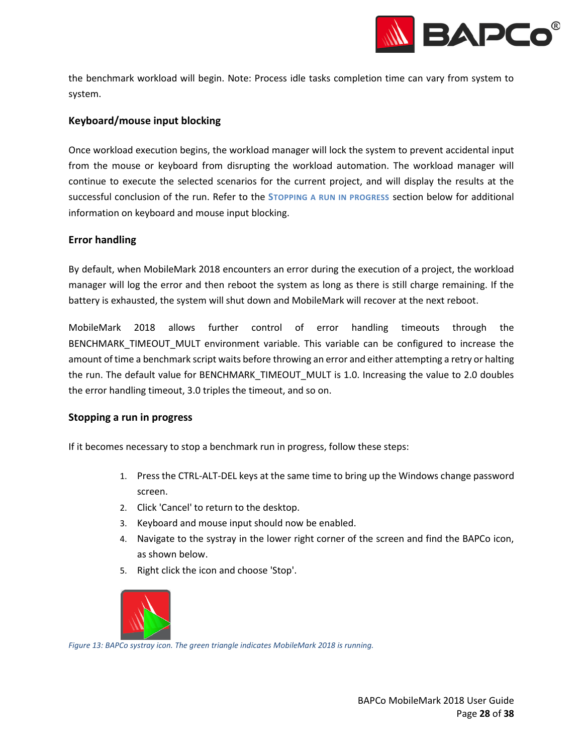the benchmark workload will begin. Note: Process idle tasks completion time can vary from system to system.

### Keyboard/mouse input blocking

Once workload execution begins, the workload manager will lock the system to prevent accidental input from the mouse or keyboard from disrupting the workload automation. The workload manager will continue to execute the selected scenarios for the current project, and will display the results at the successful conclusion of the run. Refer to the STOPPING A RUN IN PROGRESS section below for additional information on keyboard and mouse input blocking.

### Error handling

By default, when MobileMark 2018 encounters an error during the execution of a project, the workload manager will log the error and then reboot the system as long as there is still charge remaining. If the battery is exhausted, the system will shut down and MobileMark will recover at the next reboot.

MobileMark 2018 allows further control of error handling timeouts through the BENCHMARK_TIMEOUT_MULT environment variable. This variable can be configured to increase the amount of time a benchmark script waits before throwing an error and either attempting a retry or halting the run. The default value for BENCHMARK_TIMEOUT_MULT is 1.0. Increasing the value to 2.0 doubles the error handling timeout, 3.0 triples the timeout, and so on.

### Stopping a run in progress

If it becomes necessary to stop a benchmark run in progress, follow these steps:

1. Press the CTRL-ALT-DEL keys at the same time to bring up the Windows change password screen.
2. Click 'Cancel' to return to the desktop.
3. Keyboard and mouse input should now be enabled.
4. Navigate to the systray in the lower right corner of the screen and find the BAPCo icon, as shown below.
5. Right click the icon and choose 'Stop'.

*Figure 13: BAPCo systray icon. The green triangle indicates MobileMark 2018 is running.*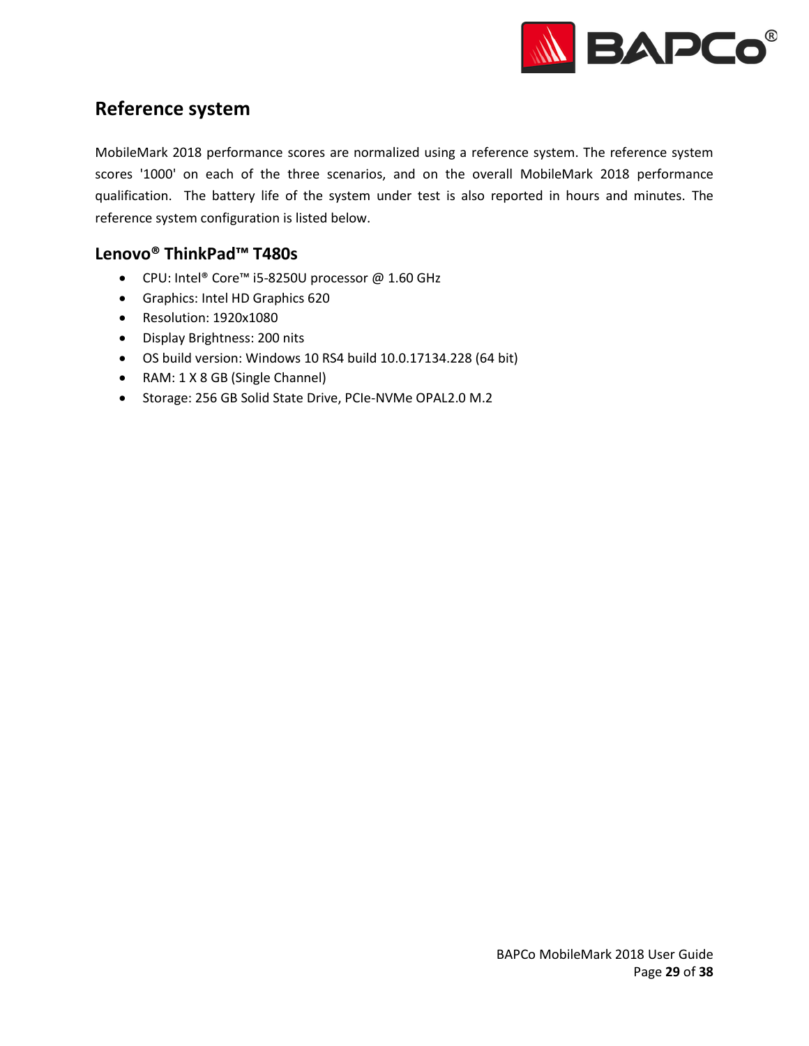## Reference system

MobileMark 2018 performance scores are normalized using a reference system. The reference system scores '1000' on each of the three scenarios, and on the overall MobileMark 2018 performance qualification. The battery life of the system under test is also reported in hours and minutes. The reference system configuration is listed below.

### Lenovo® ThinkPad™ T480s

- CPU: Intel® Core™ i5-8250U processor @ 1.60 GHz
- Graphics: Intel HD Graphics 620
- Resolution: 1920x1080
- Display Brightness: 200 nits
- OS build version: Windows 10 RS4 build 10.0.17134.228 (64 bit)
- RAM: 1 X 8 GB (Single Channel)
- Storage: 256 GB Solid State Drive, PCIe-NVMe OPAL2.0 M.2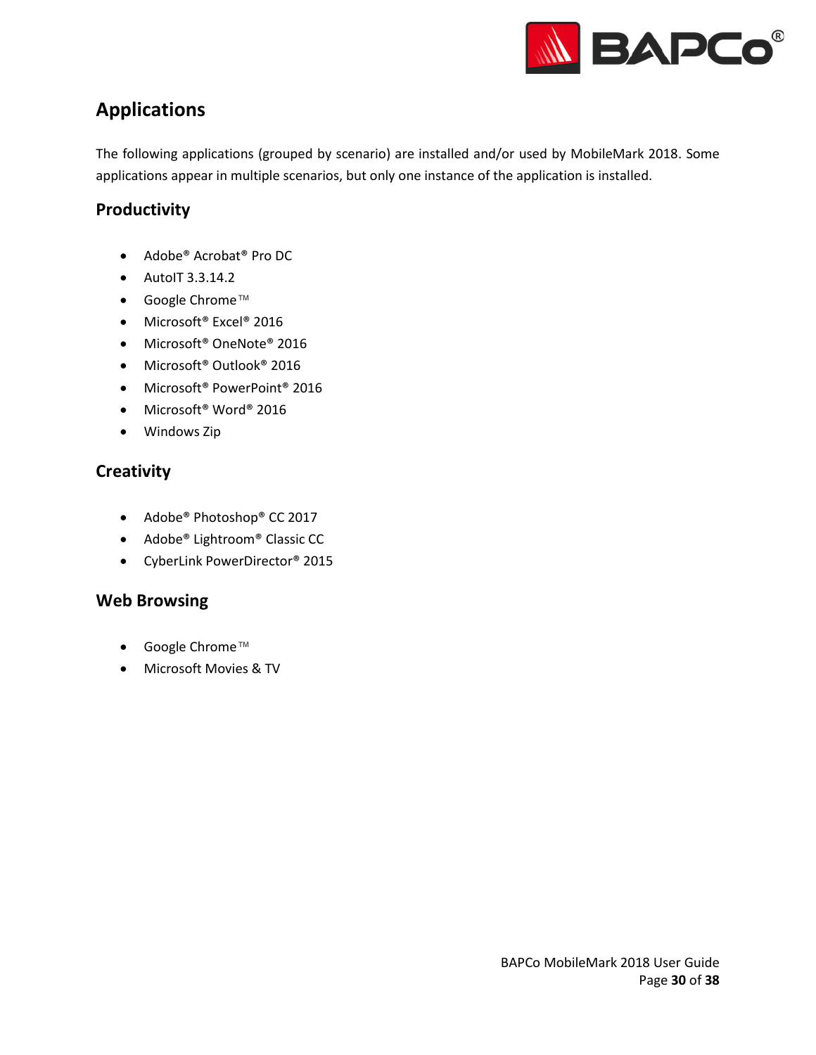# Applications

The following applications (grouped by scenario) are installed and/or used by MobileMark 2018. Some applications appear in multiple scenarios, but only one instance of the application is installed.

## Productivity

- Adobe® Acrobat® Pro DC
- AutoIT 3.3.14.2
- Google Chrome™
- Microsoft® Excel® 2016
- Microsoft® OneNote® 2016
- Microsoft® Outlook® 2016
- Microsoft® PowerPoint® 2016
- Microsoft® Word® 2016
- Windows Zip

## Creativity

- Adobe® Photoshop® CC 2017
- Adobe® Lightroom® Classic CC
- CyberLink PowerDirector® 2015

## Web Browsing

- Google Chrome™
- Microsoft Movies & TV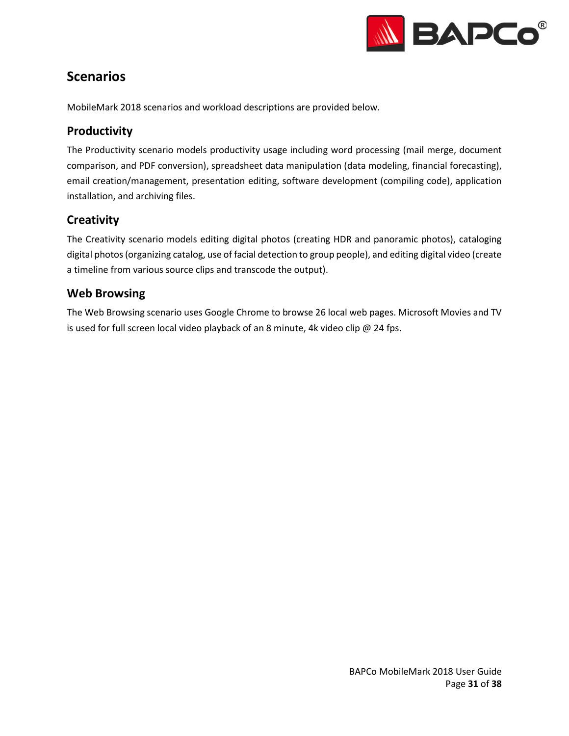# Scenarios

MobileMark 2018 scenarios and workload descriptions are provided below.

## Productivity

The Productivity scenario models productivity usage including word processing (mail merge, document comparison, and PDF conversion), spreadsheet data manipulation (data modeling, financial forecasting), email creation/management, presentation editing, software development (compiling code), application installation, and archiving files.

## Creativity

The Creativity scenario models editing digital photos (creating HDR and panoramic photos), cataloging digital photos (organizing catalog, use of facial detection to group people), and editing digital video (create a timeline from various source clips and transcode the output).

## Web Browsing

The Web Browsing scenario uses Google Chrome to browse 26 local web pages. Microsoft Movies and TV is used for full screen local video playback of an 8 minute, 4k video clip @ 24 fps.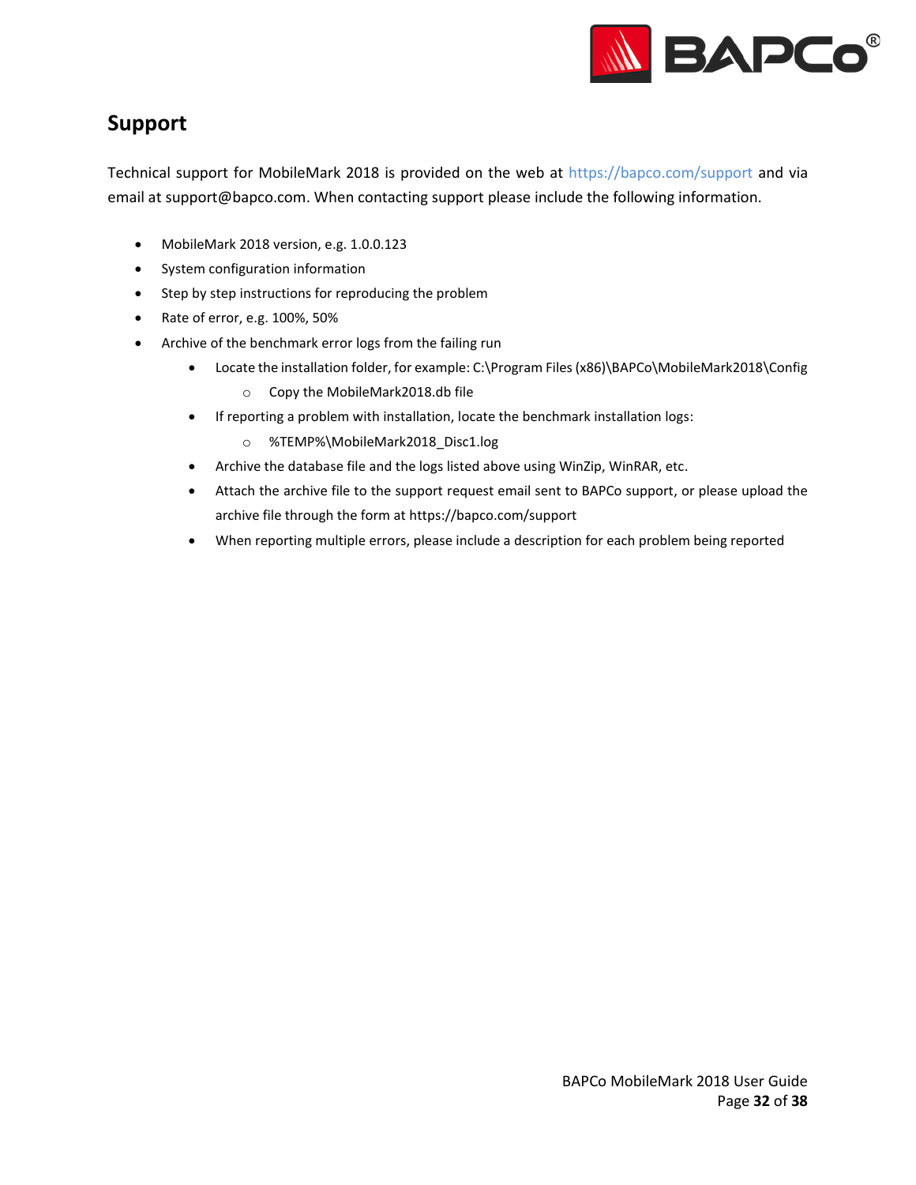# Support

Technical support for MobileMark 2018 is provided on the web at https://bapco.com/support and via email at support@bapco.com. When contacting support please include the following information.

- MobileMark 2018 version, e.g. 1.0.0.123
- System configuration information
- Step by step instructions for reproducing the problem
- Rate of error, e.g. 100%, 50%
- Archive of the benchmark error logs from the failing run
    - Locate the installation folder, for example: C:\Program Files (x86)\BAPCo\MobileMark2018\Config
        - Copy the MobileMark2018.db file
    - If reporting a problem with installation, locate the benchmark installation logs:
        - %TEMP%\MobileMark2018_Disc1.log
    - Archive the database file and the logs listed above using WinZip, WinRAR, etc.
    - Attach the archive file to the support request email sent to BAPCo support, or please upload the archive file through the form at https://bapco.com/support
    - When reporting multiple errors, please include a description for each problem being reported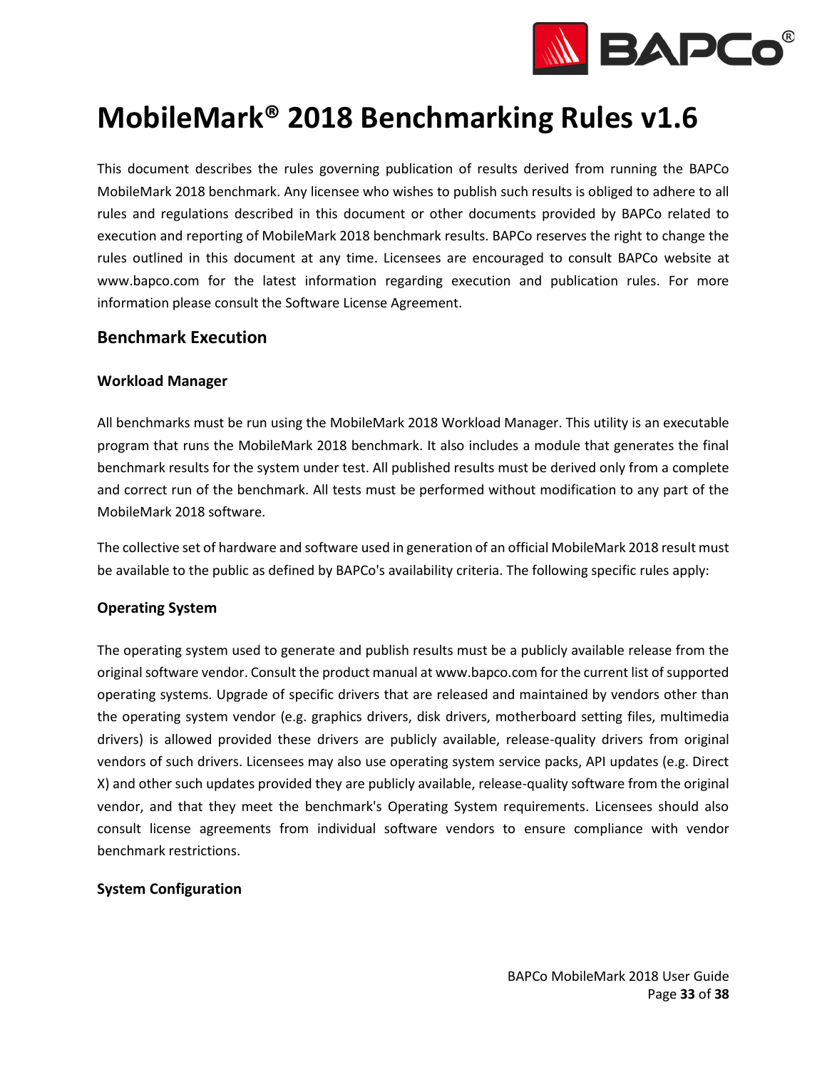# MobileMark® 2018 Benchmarking Rules v1.6

This document describes the rules governing publication of results derived from running the BAPCo MobileMark 2018 benchmark. Any licensee who wishes to publish such results is obliged to adhere to all rules and regulations described in this document or other documents provided by BAPCo related to execution and reporting of MobileMark 2018 benchmark results. BAPCo reserves the right to change the rules outlined in this document at any time. Licensees are encouraged to consult BAPCo website at www.bapco.com for the latest information regarding execution and publication rules. For more information please consult the Software License Agreement.

## Benchmark Execution

### Workload Manager

All benchmarks must be run using the MobileMark 2018 Workload Manager. This utility is an executable program that runs the MobileMark 2018 benchmark. It also includes a module that generates the final benchmark results for the system under test. All published results must be derived only from a complete and correct run of the benchmark. All tests must be performed without modification to any part of the MobileMark 2018 software.

The collective set of hardware and software used in generation of an official MobileMark 2018 result must be available to the public as defined by BAPCo's availability criteria. The following specific rules apply:

### Operating System

The operating system used to generate and publish results must be a publicly available release from the original software vendor. Consult the product manual at www.bapco.com for the current list of supported operating systems. Upgrade of specific drivers that are released and maintained by vendors other than the operating system vendor (e.g. graphics drivers, disk drivers, motherboard setting files, multimedia drivers) is allowed provided these drivers are publicly available, release-quality drivers from original vendors of such drivers. Licensees may also use operating system service packs, API updates (e.g. Direct X) and other such updates provided they are publicly available, release-quality software from the original vendor, and that they meet the benchmark's Operating System requirements. Licensees should also consult license agreements from individual software vendors to ensure compliance with vendor benchmark restrictions.

### System Configuration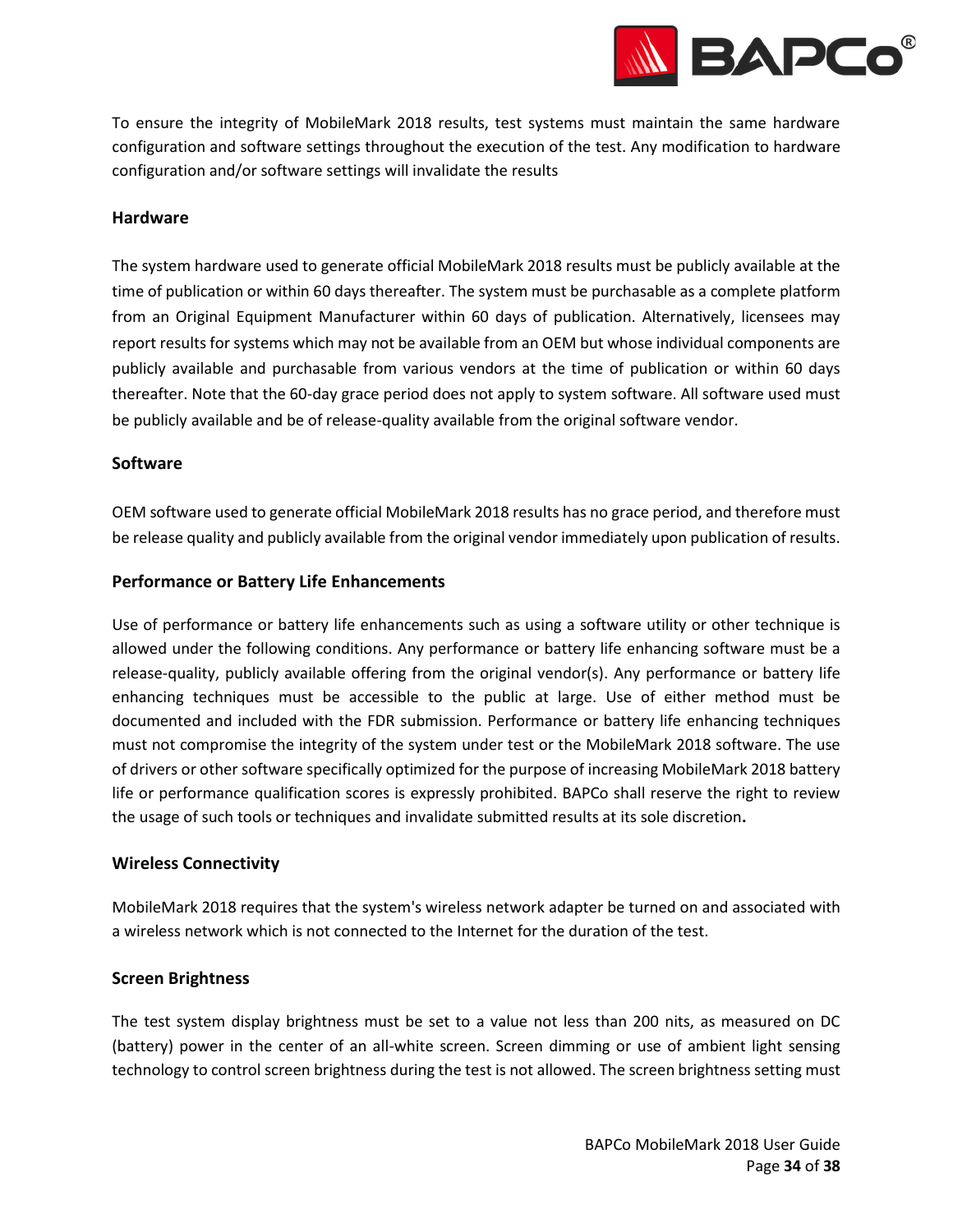To ensure the integrity of MobileMark 2018 results, test systems must maintain the same hardware configuration and software settings throughout the execution of the test. Any modification to hardware configuration and/or software settings will invalidate the results

### Hardware

The system hardware used to generate official MobileMark 2018 results must be publicly available at the time of publication or within 60 days thereafter. The system must be purchasable as a complete platform from an Original Equipment Manufacturer within 60 days of publication. Alternatively, licensees may report results for systems which may not be available from an OEM but whose individual components are publicly available and purchasable from various vendors at the time of publication or within 60 days thereafter. Note that the 60-day grace period does not apply to system software. All software used must be publicly available and be of release-quality available from the original software vendor.

### Software

OEM software used to generate official MobileMark 2018 results has no grace period, and therefore must be release quality and publicly available from the original vendor immediately upon publication of results.

### Performance or Battery Life Enhancements

Use of performance or battery life enhancements such as using a software utility or other technique is allowed under the following conditions. Any performance or battery life enhancing software must be a release-quality, publicly available offering from the original vendor(s). Any performance or battery life enhancing techniques must be accessible to the public at large. Use of either method must be documented and included with the FDR submission. Performance or battery life enhancing techniques must not compromise the integrity of the system under test or the MobileMark 2018 software. The use of drivers or other software specifically optimized for the purpose of increasing MobileMark 2018 battery life or performance qualification scores is expressly prohibited. BAPCo shall reserve the right to review the usage of such tools or techniques and invalidate submitted results at its sole discretion**.**

### Wireless Connectivity

MobileMark 2018 requires that the system's wireless network adapter be turned on and associated with a wireless network which is not connected to the Internet for the duration of the test.

### Screen Brightness

The test system display brightness must be set to a value not less than 200 nits, as measured on DC (battery) power in the center of an all-white screen. Screen dimming or use of ambient light sensing technology to control screen brightness during the test is not allowed. The screen brightness setting must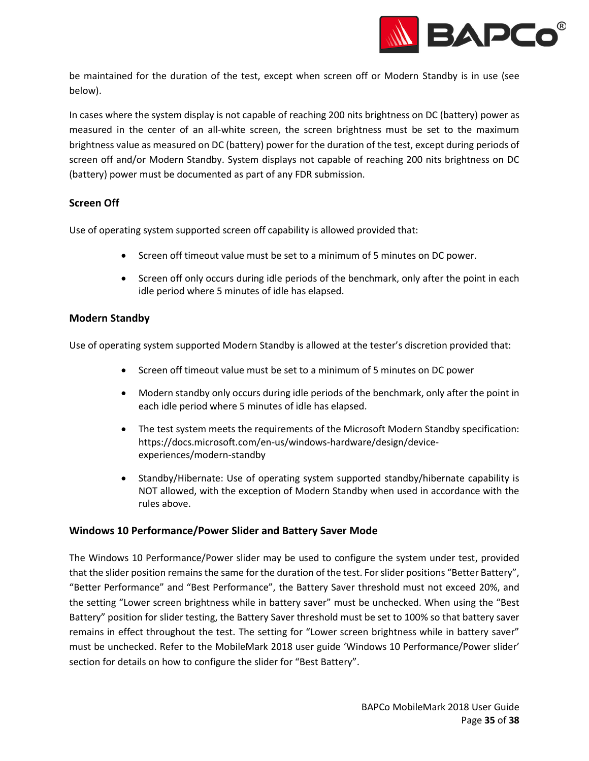be maintained for the duration of the test, except when screen off or Modern Standby is in use (see below).

In cases where the system display is not capable of reaching 200 nits brightness on DC (battery) power as measured in the center of an all-white screen, the screen brightness must be set to the maximum brightness value as measured on DC (battery) power for the duration of the test, except during periods of screen off and/or Modern Standby. System displays not capable of reaching 200 nits brightness on DC (battery) power must be documented as part of any FDR submission.

### Screen Off

Use of operating system supported screen off capability is allowed provided that:

- Screen off timeout value must be set to a minimum of 5 minutes on DC power.
- Screen off only occurs during idle periods of the benchmark, only after the point in each idle period where 5 minutes of idle has elapsed.

### Modern Standby

Use of operating system supported Modern Standby is allowed at the tester's discretion provided that:

- Screen off timeout value must be set to a minimum of 5 minutes on DC power
- Modern standby only occurs during idle periods of the benchmark, only after the point in each idle period where 5 minutes of idle has elapsed.
- The test system meets the requirements of the Microsoft Modern Standby specification: https://docs.microsoft.com/en-us/windows-hardware/design/device-experiences/modern-standby
- Standby/Hibernate: Use of operating system supported standby/hibernate capability is NOT allowed, with the exception of Modern Standby when used in accordance with the rules above.

### Windows 10 Performance/Power Slider and Battery Saver Mode

The Windows 10 Performance/Power slider may be used to configure the system under test, provided that the slider position remains the same for the duration of the test. For slider positions "Better Battery", "Better Performance" and "Best Performance", the Battery Saver threshold must not exceed 20%, and the setting "Lower screen brightness while in battery saver" must be unchecked. When using the "Best Battery" position for slider testing, the Battery Saver threshold must be set to 100% so that battery saver remains in effect throughout the test. The setting for "Lower screen brightness while in battery saver" must be unchecked. Refer to the MobileMark 2018 user guide 'Windows 10 Performance/Power slider' section for details on how to configure the slider for "Best Battery".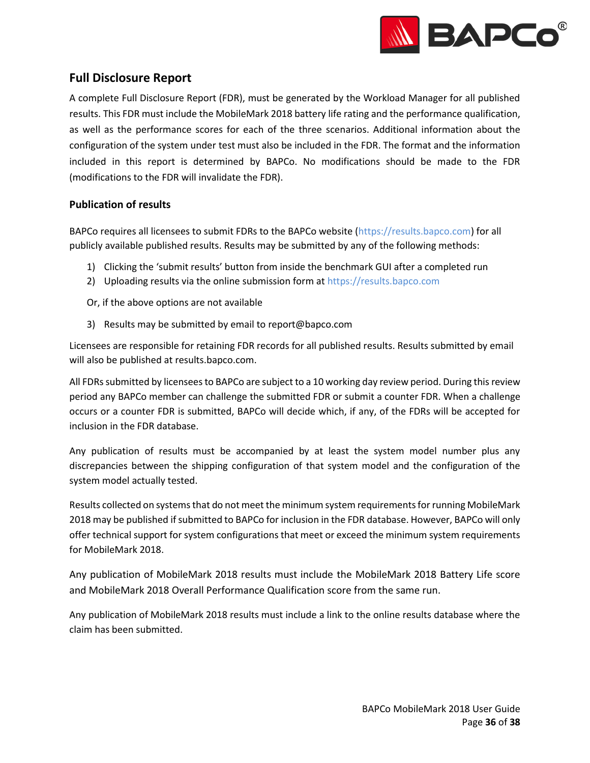## Full Disclosure Report

A complete Full Disclosure Report (FDR), must be generated by the Workload Manager for all published results. This FDR must include the MobileMark 2018 battery life rating and the performance qualification, as well as the performance scores for each of the three scenarios. Additional information about the configuration of the system under test must also be included in the FDR. The format and the information included in this report is determined by BAPCo. No modifications should be made to the FDR (modifications to the FDR will invalidate the FDR).

### Publication of results

BAPCo requires all licensees to submit FDRs to the BAPCo website (https://results.bapco.com) for all publicly available published results. Results may be submitted by any of the following methods:

1) Clicking the 'submit results' button from inside the benchmark GUI after a completed run
2) Uploading results via the online submission form at https://results.bapco.com

Or, if the above options are not available

3) Results may be submitted by email to report@bapco.com

Licensees are responsible for retaining FDR records for all published results. Results submitted by email will also be published at results.bapco.com.

All FDRs submitted by licensees to BAPCo are subject to a 10 working day review period. During this review period any BAPCo member can challenge the submitted FDR or submit a counter FDR. When a challenge occurs or a counter FDR is submitted, BAPCo will decide which, if any, of the FDRs will be accepted for inclusion in the FDR database.

Any publication of results must be accompanied by at least the system model number plus any discrepancies between the shipping configuration of that system model and the configuration of the system model actually tested.

Results collected on systems that do not meet the minimum system requirements for running MobileMark 2018 may be published if submitted to BAPCo for inclusion in the FDR database. However, BAPCo will only offer technical support for system configurations that meet or exceed the minimum system requirements for MobileMark 2018.

Any publication of MobileMark 2018 results must include the MobileMark 2018 Battery Life score and MobileMark 2018 Overall Performance Qualification score from the same run.

Any publication of MobileMark 2018 results must include a link to the online results database where the claim has been submitted.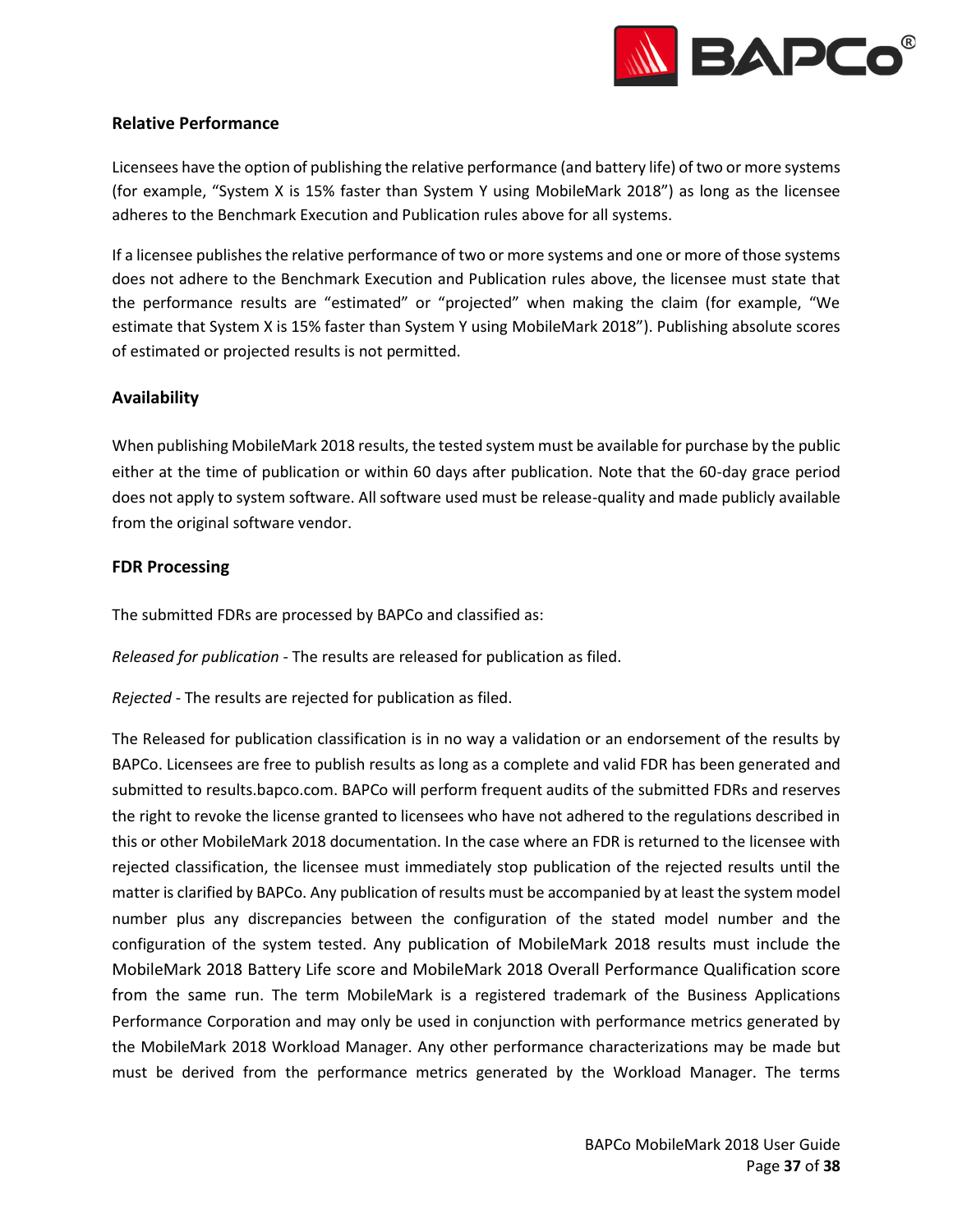### Relative Performance

Licensees have the option of publishing the relative performance (and battery life) of two or more systems (for example, "System X is 15% faster than System Y using MobileMark 2018") as long as the licensee adheres to the Benchmark Execution and Publication rules above for all systems.

If a licensee publishes the relative performance of two or more systems and one or more of those systems does not adhere to the Benchmark Execution and Publication rules above, the licensee must state that the performance results are "estimated" or "projected" when making the claim (for example, "We estimate that System X is 15% faster than System Y using MobileMark 2018"). Publishing absolute scores of estimated or projected results is not permitted.

### Availability

When publishing MobileMark 2018 results, the tested system must be available for purchase by the public either at the time of publication or within 60 days after publication. Note that the 60-day grace period does not apply to system software. All software used must be release-quality and made publicly available from the original software vendor.

### FDR Processing

The submitted FDRs are processed by BAPCo and classified as:

*Released for publication* - The results are released for publication as filed.

*Rejected* - The results are rejected for publication as filed.

The Released for publication classification is in no way a validation or an endorsement of the results by BAPCo. Licensees are free to publish results as long as a complete and valid FDR has been generated and submitted to results.bapco.com. BAPCo will perform frequent audits of the submitted FDRs and reserves the right to revoke the license granted to licensees who have not adhered to the regulations described in this or other MobileMark 2018 documentation. In the case where an FDR is returned to the licensee with rejected classification, the licensee must immediately stop publication of the rejected results until the matter is clarified by BAPCo. Any publication of results must be accompanied by at least the system model number plus any discrepancies between the configuration of the stated model number and the configuration of the system tested. Any publication of MobileMark 2018 results must include the MobileMark 2018 Battery Life score and MobileMark 2018 Overall Performance Qualification score from the same run. The term MobileMark is a registered trademark of the Business Applications Performance Corporation and may only be used in conjunction with performance metrics generated by the MobileMark 2018 Workload Manager. Any other performance characterizations may be made but must be derived from the performance metrics generated by the Workload Manager. The terms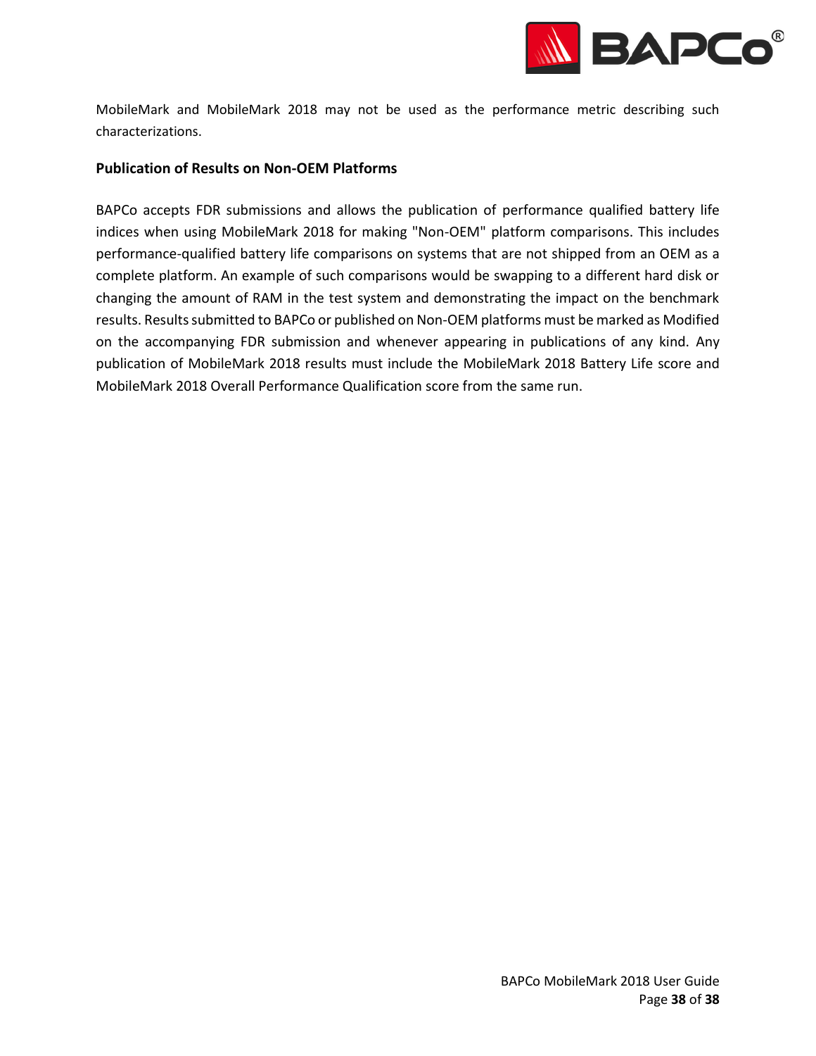MobileMark and MobileMark 2018 may not be used as the performance metric describing such characterizations.

### Publication of Results on Non-OEM Platforms

BAPCo accepts FDR submissions and allows the publication of performance qualified battery life indices when using MobileMark 2018 for making "Non-OEM" platform comparisons. This includes performance-qualified battery life comparisons on systems that are not shipped from an OEM as a complete platform. An example of such comparisons would be swapping to a different hard disk or changing the amount of RAM in the test system and demonstrating the impact on the benchmark results. Results submitted to BAPCo or published on Non-OEM platforms must be marked as Modified on the accompanying FDR submission and whenever appearing in publications of any kind. Any publication of MobileMark 2018 results must include the MobileMark 2018 Battery Life score and MobileMark 2018 Overall Performance Qualification score from the same run.